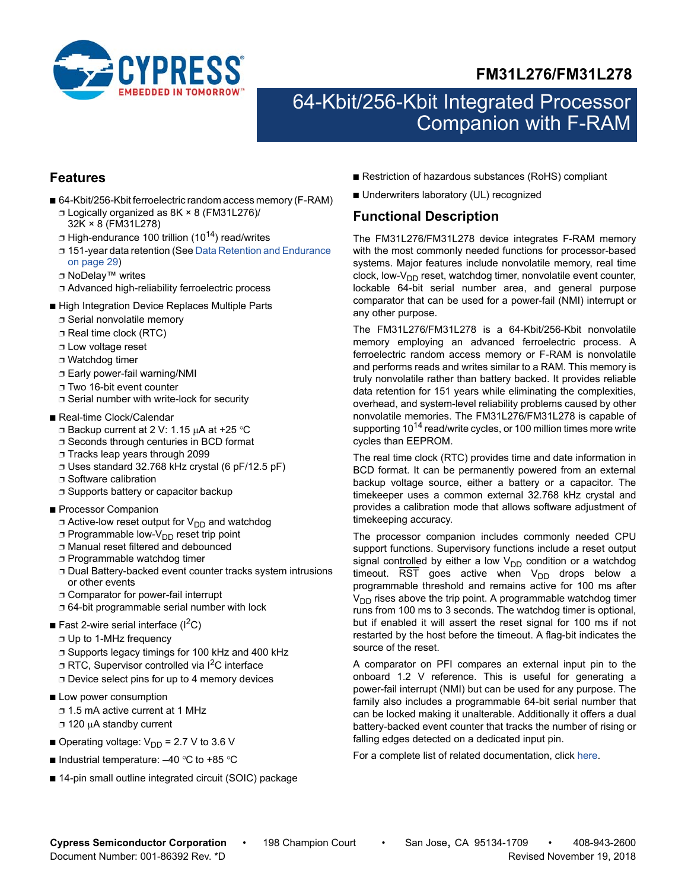# FM31L276/FM31L278

# 64-Kbit/256-Kbit Integrated Processor Companion with F-RAM

## Features

- 64-Kbit/256-Kbit ferroelectric random access memory (F-RAM)
  - Logically organized as 8K × 8 (FM31L276)/ 32K × 8 (FM31L278)
  - High-endurance 100 trillion ($10^{14}$) read/writes
  - 151-year data retention (See Data Retention and Endurance on page 29)
  - NoDelay™ writes
  - Advanced high-reliability ferroelectric process
- High Integration Device Replaces Multiple Parts
  - Serial nonvolatile memory
  - Real time clock (RTC)
  - Low voltage reset
  - Watchdog timer
  - Early power-fail warning/NMI
  - Two 16-bit event counter
  - Serial number with write-lock for security
- Real-time Clock/Calendar
  - Backup current at 2 V: 1.15 µA at +25 °C
  - Seconds through centuries in BCD format
  - Tracks leap years through 2099
  - Uses standard 32.768 kHz crystal (6 pF/12.5 pF)
  - Software calibration
  - Supports battery or capacitor backup
- Processor Companion
  - Active-low reset output for $V_{DD}$ and watchdog
  - Programmable low-$V_{DD}$ reset trip point
  - Manual reset filtered and debounced
  - Programmable watchdog timer
  - Dual Battery-backed event counter tracks system intrusions or other events
  - Comparator for power-fail interrupt
  - 64-bit programmable serial number with lock
- Fast 2-wire serial interface ($I^2C$)
  - Up to 1-MHz frequency
  - Supports legacy timings for 100 kHz and 400 kHz
  - RTC, Supervisor controlled via $I^2C$ interface
  - Device select pins for up to 4 memory devices
- Low power consumption
  - 1.5 mA active current at 1 MHz
  - 120 µA standby current
- Operating voltage: $V_{DD}$ = 2.7 V to 3.6 V
- Industrial temperature: –40 °C to +85 °C
- 14-pin small outline integrated circuit (SOIC) package
- Restriction of hazardous substances (RoHS) compliant
- Underwriters laboratory (UL) recognized

## Functional Description

The FM31L276/FM31L278 device integrates F-RAM memory with the most commonly needed functions for processor-based systems. Major features include nonvolatile memory, real time clock, low-$V_{DD}$ reset, watchdog timer, nonvolatile event counter, lockable 64-bit serial number area, and general purpose comparator that can be used for a power-fail (NMI) interrupt or any other purpose.

The FM31L276/FM31L278 is a 64-Kbit/256-Kbit nonvolatile memory employing an advanced ferroelectric process. A ferroelectric random access memory or F-RAM is nonvolatile and performs reads and writes similar to a RAM. This memory is truly nonvolatile rather than battery backed. It provides reliable data retention for 151 years while eliminating the complexities, overhead, and system-level reliability problems caused by other nonvolatile memories. The FM31L276/FM31L278 is capable of supporting $10^{14}$ read/write cycles, or 100 million times more write cycles than EEPROM.

The real time clock (RTC) provides time and date information in BCD format. It can be permanently powered from an external backup voltage source, either a battery or a capacitor. The timekeeper uses a common external 32.768 kHz crystal and provides a calibration mode that allows software adjustment of timekeeping accuracy.

The processor companion includes commonly needed CPU support functions. Supervisory functions include a reset output signal controlled by either a low $V_{DD}$ condition or a watchdog timeout. $\overline{RST}$ goes active when $V_{DD}$ drops below a programmable threshold and remains active for 100 ms after $V_{DD}$ rises above the trip point. A programmable watchdog timer runs from 100 ms to 3 seconds. The watchdog timer is optional, but if enabled it will assert the reset signal for 100 ms if not restarted by the host before the timeout. A flag-bit indicates the source of the reset.

A comparator on PFI compares an external input pin to the onboard 1.2 V reference. This is useful for generating a power-fail interrupt (NMI) but can be used for any purpose. The family also includes a programmable 64-bit serial number that can be locked making it unalterable. Additionally it offers a dual battery-backed event counter that tracks the number of rising or falling edges detected on a dedicated input pin.

For a complete list of related documentation, click here.

**Cypress Semiconductor Corporation** • 198 Champion Court • San Jose, CA 95134-1709 • 408-943-2600
Document Number: 001-86392 Rev. *D Revised November 19, 2018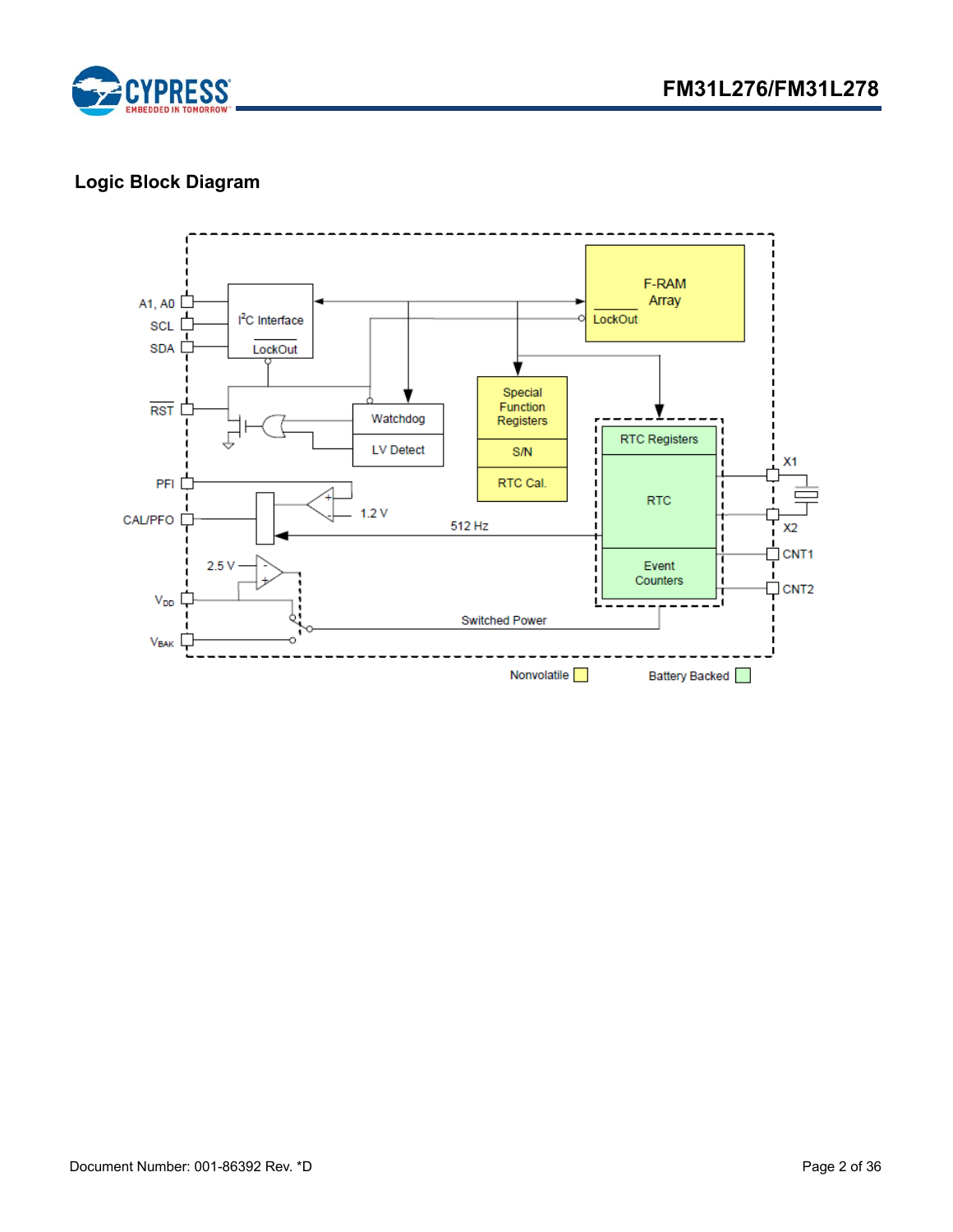## Logic Block Diagram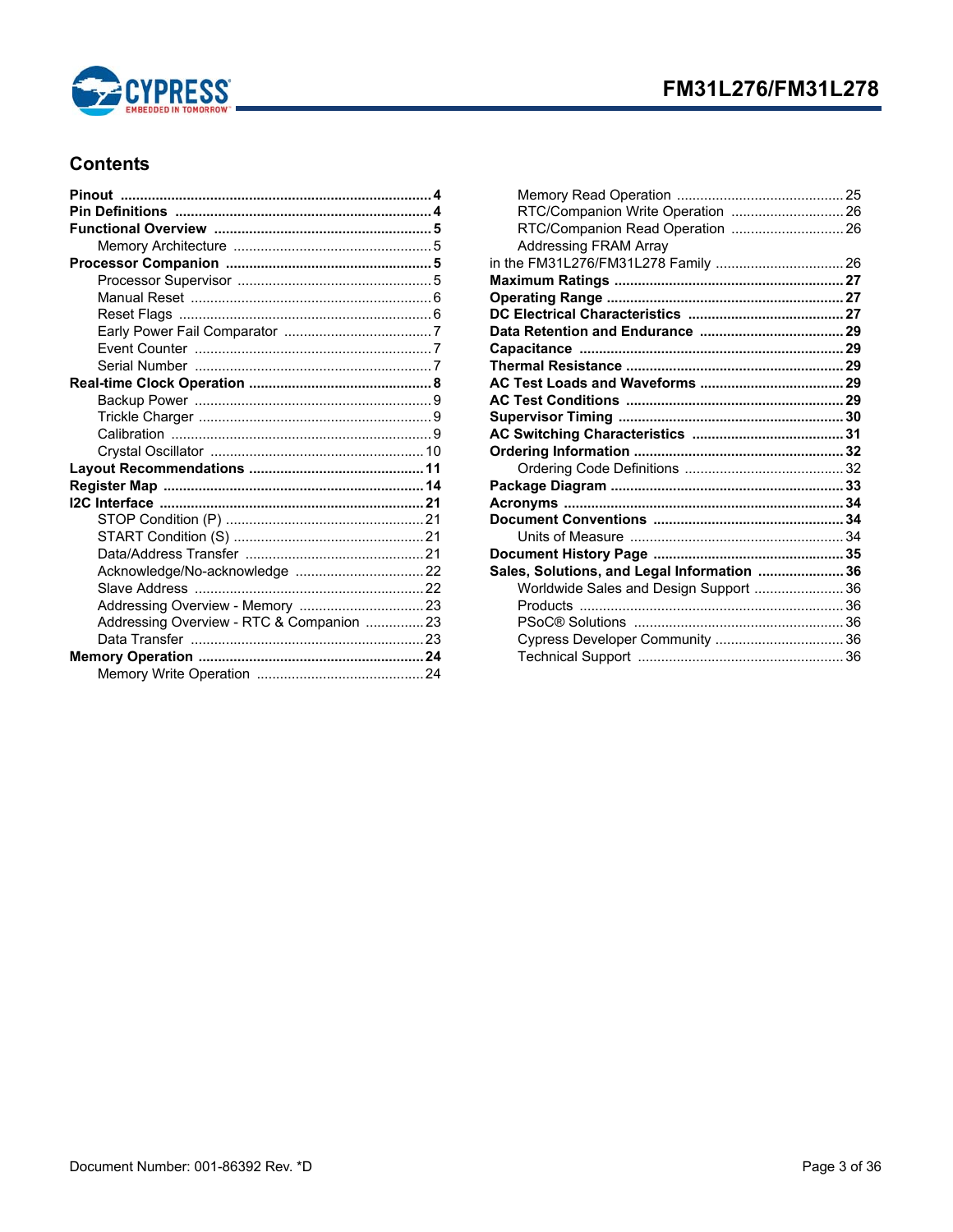## Contents

- **Pinout** ........ **4**
- **Pin Definitions** ........ **4**
- **Functional Overview** ........ **5**
  - Memory Architecture ........ 5
- **Processor Companion** ........ **5**
  - Processor Supervisor ........ 5
  - Manual Reset ........ 6
  - Reset Flags ........ 6
  - Early Power Fail Comparator ........ 7
  - Event Counter ........ 7
  - Serial Number ........ 7
- **Real-time Clock Operation** ........ **8**
  - Backup Power ........ 9
  - Trickle Charger ........ 9
  - Calibration ........ 9
  - Crystal Oscillator ........ 10
- **Layout Recommendations** ........ **11**
- **Register Map** ........ **14**
- **I2C Interface** ........ **21**
  - STOP Condition (P) ........ 21
  - START Condition (S) ........ 21
  - Data/Address Transfer ........ 21
  - Acknowledge/No-acknowledge ........ 22
  - Slave Address ........ 22
  - Addressing Overview - Memory ........ 23
  - Addressing Overview - RTC & Companion ........ 23
  - Data Transfer ........ 23
- **Memory Operation** ........ **24**
  - Memory Write Operation ........ 24
  - Memory Read Operation ........ 25
  - RTC/Companion Write Operation ........ 26
  - RTC/Companion Read Operation ........ 26
  - Addressing FRAM Array in the FM31L276/FM31L278 Family ........ 26
- **Maximum Ratings** ........ **27**
- **Operating Range** ........ **27**
- **DC Electrical Characteristics** ........ **27**
- **Data Retention and Endurance** ........ **29**
- **Capacitance** ........ **29**
- **Thermal Resistance** ........ **29**
- **AC Test Loads and Waveforms** ........ **29**
- **AC Test Conditions** ........ **29**
- **Supervisor Timing** ........ **30**
- **AC Switching Characteristics** ........ **31**
- **Ordering Information** ........ **32**
  - Ordering Code Definitions ........ 32
- **Package Diagram** ........ **33**
- **Acronyms** ........ **34**
- **Document Conventions** ........ **34**
  - Units of Measure ........ 34
- **Document History Page** ........ **35**
- **Sales, Solutions, and Legal Information** ........ **36**
  - Worldwide Sales and Design Support ........ 36
  - Products ........ 36
  - PSoC® Solutions ........ 36
  - Cypress Developer Community ........ 36
  - Technical Support ........ 36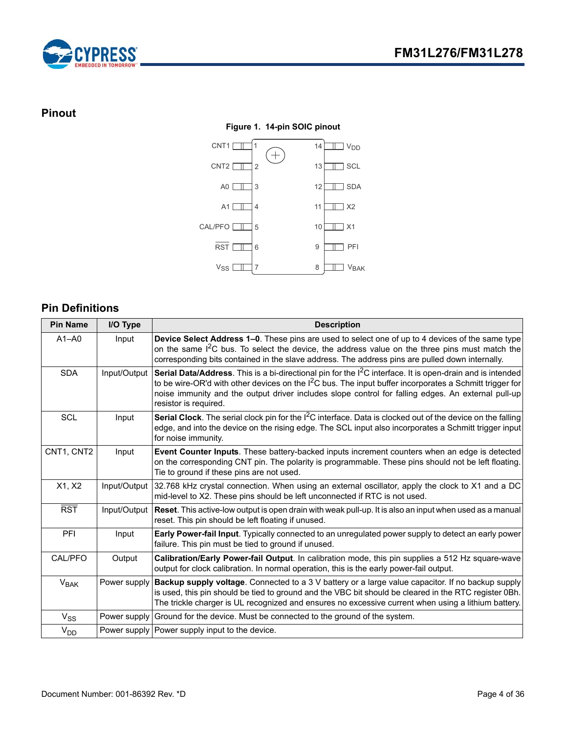## Pinout

**Figure 1. 14-pin SOIC pinout**

| Pin | Name | Pin | Name |
|---|---|---|---|
| 1 | CNT1 | 14 | $V_{DD}$ |
| 2 | CNT2 | 13 | SCL |
| 3 | A0 | 12 | SDA |
| 4 | A1 | 11 | X2 |
| 5 | CAL/PFO | 10 | X1 |
| 6 | $\overline{RST}$ | 9 | PFI |
| 7 | $V_{SS}$ | 8 | $V_{BAK}$ |

## Pin Definitions

| Pin Name | I/O Type | Description |
|---|---|---|
| A1–A0 | Input | **Device Select Address 1–0**. These pins are used to select one of up to 4 devices of the same type on the same I$^2$C bus. To select the device, the address value on the three pins must match the corresponding bits contained in the slave address. The address pins are pulled down internally. |
| SDA | Input/Output | **Serial Data/Address**. This is a bi-directional pin for the I$^2$C interface. It is open-drain and is intended to be wire-OR'd with other devices on the I$^2$C bus. The input buffer incorporates a Schmitt trigger for noise immunity and the output driver includes slope control for falling edges. An external pull-up resistor is required. |
| SCL | Input | **Serial Clock**. The serial clock pin for the I$^2$C interface. Data is clocked out of the device on the falling edge, and into the device on the rising edge. The SCL input also incorporates a Schmitt trigger input for noise immunity. |
| CNT1, CNT2 | Input | **Event Counter Inputs**. These battery-backed inputs increment counters when an edge is detected on the corresponding CNT pin. The polarity is programmable. These pins should not be left floating. Tie to ground if these pins are not used. |
| X1, X2 | Input/Output | 32.768 kHz crystal connection. When using an external oscillator, apply the clock to X1 and a DC mid-level to X2. These pins should be left unconnected if RTC is not used. |
| $\overline{RST}$ | Input/Output | **Reset**. This active-low output is open drain with weak pull-up. It is also an input when used as a manual reset. This pin should be left floating if unused. |
| PFI | Input | **Early Power-fail Input**. Typically connected to an unregulated power supply to detect an early power failure. This pin must be tied to ground if unused. |
| CAL/PFO | Output | **Calibration/Early Power-fail Output**. In calibration mode, this pin supplies a 512 Hz square-wave output for clock calibration. In normal operation, this is the early power-fail output. |
| $V_{BAK}$ | Power supply | **Backup supply voltage**. Connected to a 3 V battery or a large value capacitor. If no backup supply is used, this pin should be tied to ground and the VBC bit should be cleared in the RTC register 0Bh. The trickle charger is UL recognized and ensures no excessive current when using a lithium battery. |
| $V_{SS}$ | Power supply | Ground for the device. Must be connected to the ground of the system. |
| $V_{DD}$ | Power supply | Power supply input to the device. |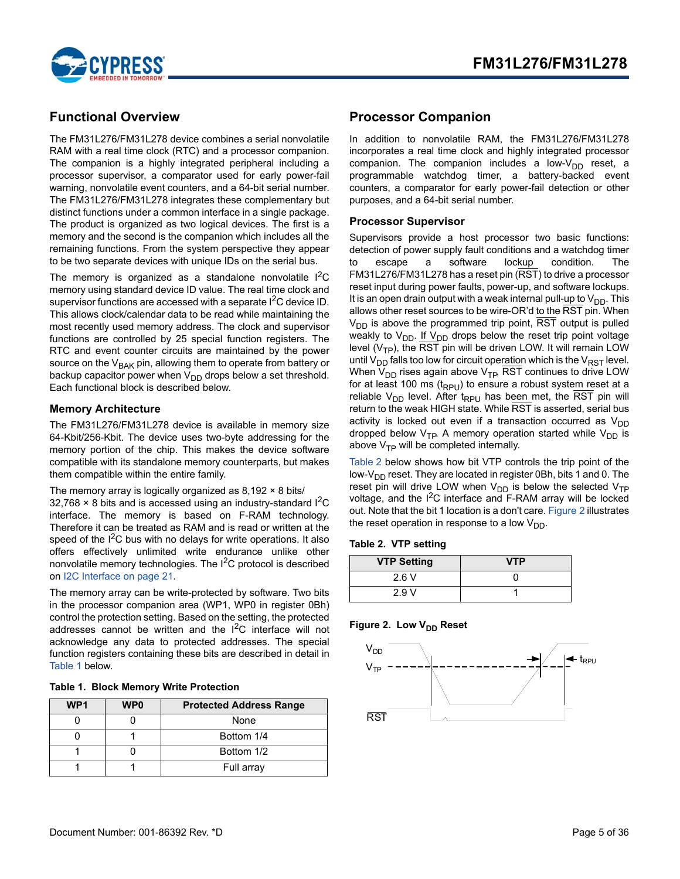## Functional Overview

The FM31L276/FM31L278 device combines a serial nonvolatile RAM with a real time clock (RTC) and a processor companion. The companion is a highly integrated peripheral including a processor supervisor, a comparator used for early power-fail warning, nonvolatile event counters, and a 64-bit serial number. The FM31L276/FM31L278 integrates these complementary but distinct functions under a common interface in a single package. The product is organized as two logical devices. The first is a memory and the second is the companion which includes all the remaining functions. From the system perspective they appear to be two separate devices with unique IDs on the serial bus.

The memory is organized as a standalone nonvolatile I$^2$C memory using standard device ID value. The real time clock and supervisor functions are accessed with a separate I$^2$C device ID. This allows clock/calendar data to be read while maintaining the most recently used memory address. The clock and supervisor functions are controlled by 25 special function registers. The RTC and event counter circuits are maintained by the power source on the $V_{BAK}$ pin, allowing them to operate from battery or backup capacitor power when $V_{DD}$ drops below a set threshold. Each functional block is described below.

### Memory Architecture

The FM31L276/FM31L278 device is available in memory size 64-Kbit/256-Kbit. The device uses two-byte addressing for the memory portion of the chip. This makes the device software compatible with its standalone memory counterparts, but makes them compatible within the entire family.

The memory array is logically organized as 8,192 × 8 bits/ 32,768 × 8 bits and is accessed using an industry-standard I$^2$C interface. The memory is based on F-RAM technology. Therefore it can be treated as RAM and is read or written at the speed of the I$^2$C bus with no delays for write operations. It also offers effectively unlimited write endurance unlike other nonvolatile memory technologies. The I$^2$C protocol is described on I2C Interface on page 21.

The memory array can be write-protected by software. Two bits in the processor companion area (WP1, WP0 in register 0Bh) control the protection setting. Based on the setting, the protected addresses cannot be written and the I$^2$C interface will not acknowledge any data to protected addresses. The special function registers containing these bits are described in detail in Table 1 below.

**Table 1. Block Memory Write Protection**

| WP1 | WP0 | Protected Address Range |
|---|---|---|
| 0 | 0 | None |
| 0 | 1 | Bottom 1/4 |
| 1 | 0 | Bottom 1/2 |
| 1 | 1 | Full array |

## Processor Companion

In addition to nonvolatile RAM, the FM31L276/FM31L278 incorporates a real time clock and highly integrated processor companion. The companion includes a low-$V_{DD}$ reset, a programmable watchdog timer, a battery-backed event counters, a comparator for early power-fail detection or other purposes, and a 64-bit serial number.

### Processor Supervisor

Supervisors provide a host processor two basic functions: detection of power supply fault conditions and a watchdog timer to escape a software lockup condition. The FM31L276/FM31L278 has a reset pin ($\overline{RST}$) to drive a processor reset input during power faults, power-up, and software lockups. It is an open drain output with a weak internal pull-up to $V_{DD}$. This allows other reset sources to be wire-OR'd to the $\overline{RST}$ pin. When $V_{DD}$ is above the programmed trip point, $\overline{RST}$ output is pulled weakly to $V_{DD}$. If $V_{DD}$ drops below the reset trip point voltage level ($V_{TP}$), the $\overline{RST}$ pin will be driven LOW. It will remain LOW until $V_{DD}$ falls too low for circuit operation which is the $V_{RST}$ level. When $V_{DD}$ rises again above $V_{TP}$, $\overline{RST}$ continues to drive LOW for at least 100 ms ($t_{RPU}$) to ensure a robust system reset at a reliable $V_{DD}$ level. After $t_{RPU}$ has been met, the $\overline{RST}$ pin will return to the weak HIGH state. While $\overline{RST}$ is asserted, serial bus activity is locked out even if a transaction occurred as $V_{DD}$ dropped below $V_{TP}$. A memory operation started while $V_{DD}$ is above $V_{TP}$ will be completed internally.

Table 2 below shows how bit VTP controls the trip point of the low-$V_{DD}$ reset. They are located in register 0Bh, bits 1 and 0. The reset pin will drive LOW when $V_{DD}$ is below the selected $V_{TP}$ voltage, and the I$^2$C interface and F-RAM array will be locked out. Note that the bit 1 location is a don't care. Figure 2 illustrates the reset operation in response to a low $V_{DD}$.

**Table 2. VTP setting**

| VTP Setting | VTP |
|---|---|
| 2.6 V | 0 |
| 2.9 V | 1 |

**Figure 2. Low $V_{DD}$ Reset**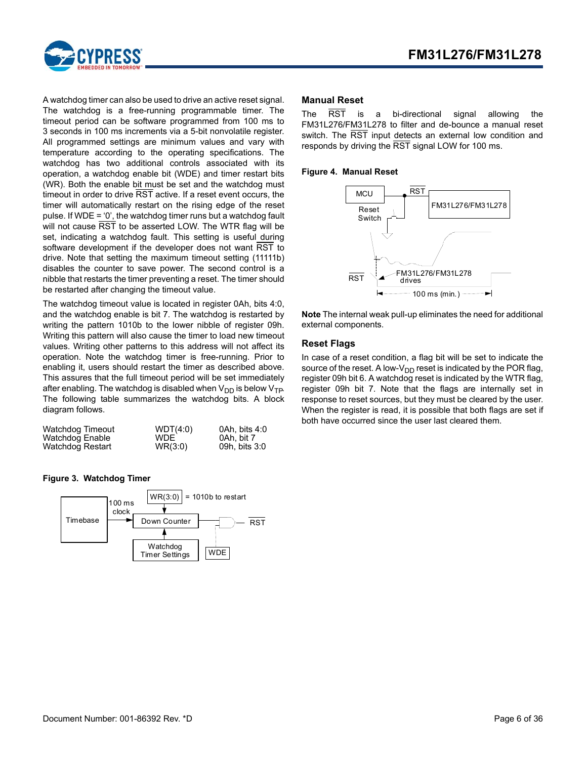A watchdog timer can also be used to drive an active reset signal. The watchdog is a free-running programmable timer. The timeout period can be software programmed from 100 ms to 3 seconds in 100 ms increments via a 5-bit nonvolatile register. All programmed settings are minimum values and vary with temperature according to the operating specifications. The watchdog has two additional controls associated with its operation, a watchdog enable bit (WDE) and timer restart bits (WR). Both the enable bit must be set and the watchdog must timeout in order to drive $\overline{RST}$ active. If a reset event occurs, the timer will automatically restart on the rising edge of the reset pulse. If WDE = '0', the watchdog timer runs but a watchdog fault will not cause $\overline{RST}$ to be asserted LOW. The WTR flag will be set, indicating a watchdog fault. This setting is useful during software development if the developer does not want $\overline{RST}$ to drive. Note that setting the maximum timeout setting (11111b) disables the counter to save power. The second control is a nibble that restarts the timer preventing a reset. The timer should be restarted after changing the timeout value.

The watchdog timeout value is located in register 0Ah, bits 4:0, and the watchdog enable is bit 7. The watchdog is restarted by writing the pattern 1010b to the lower nibble of register 09h. Writing this pattern will also cause the timer to load new timeout values. Writing other patterns to this address will not affect its operation. Note the watchdog timer is free-running. Prior to enabling it, users should restart the timer as described above. This assures that the full timeout period will be set immediately after enabling. The watchdog is disabled when $V_{DD}$ is below $V_{TP}$. The following table summarizes the watchdog bits. A block diagram follows.

| | | |
|---|---|---|
| Watchdog Timeout | WDT(4:0) | 0Ah, bits 4:0 |
| Watchdog Enable | WDE | 0Ah, bit 7 |
| Watchdog Restart | WR(3:0) | 09h, bits 3:0 |

**Figure 3. Watchdog Timer**

## Manual Reset

The $\overline{RST}$ is a bi-directional signal allowing the FM31L276/FM31L278 to filter and de-bounce a manual reset switch. The $\overline{RST}$ input detects an external low condition and responds by driving the $\overline{RST}$ signal LOW for 100 ms.

**Figure 4. Manual Reset**

**Note** The internal weak pull-up eliminates the need for additional external components.

## Reset Flags

In case of a reset condition, a flag bit will be set to indicate the source of the reset. A low-$V_{DD}$ reset is indicated by the POR flag, register 09h bit 6. A watchdog reset is indicated by the WTR flag, register 09h bit 7. Note that the flags are internally set in response to reset sources, but they must be cleared by the user. When the register is read, it is possible that both flags are set if both have occurred since the user last cleared them.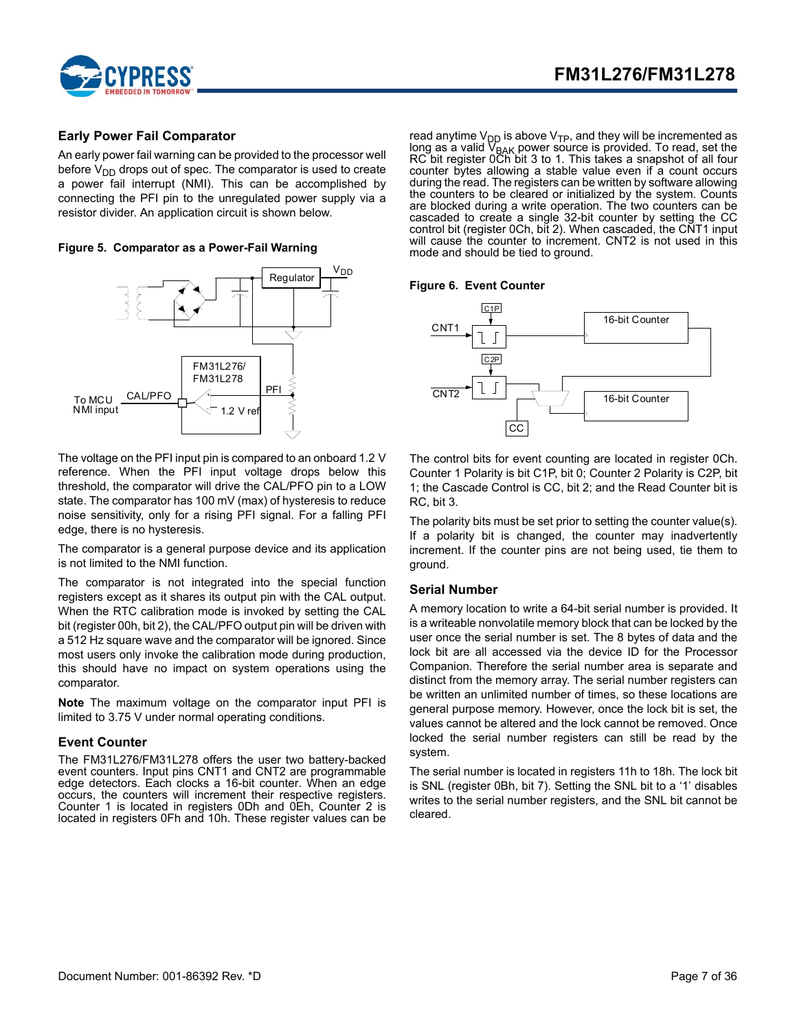## Early Power Fail Comparator

An early power fail warning can be provided to the processor well before $V_{DD}$ drops out of spec. The comparator is used to create a power fail interrupt (NMI). This can be accomplished by connecting the PFI pin to the unregulated power supply via a resistor divider. An application circuit is shown below.

**Figure 5. Comparator as a Power-Fail Warning**

The voltage on the PFI input pin is compared to an onboard 1.2 V reference. When the PFI input voltage drops below this threshold, the comparator will drive the CAL/PFO pin to a LOW state. The comparator has 100 mV (max) of hysteresis to reduce noise sensitivity, only for a rising PFI signal. For a falling PFI edge, there is no hysteresis.

The comparator is a general purpose device and its application is not limited to the NMI function.

The comparator is not integrated into the special function registers except as it shares its output pin with the CAL output. When the RTC calibration mode is invoked by setting the CAL bit (register 00h, bit 2), the CAL/PFO output pin will be driven with a 512 Hz square wave and the comparator will be ignored. Since most users only invoke the calibration mode during production, this should have no impact on system operations using the comparator.

**Note** The maximum voltage on the comparator input PFI is limited to 3.75 V under normal operating conditions.

## Event Counter

The FM31L276/FM31L278 offers the user two battery-backed event counters. Input pins CNT1 and CNT2 are programmable edge detectors. Each clocks a 16-bit counter. When an edge occurs, the counters will increment their respective registers. Counter 1 is located in registers 0Dh and 0Eh, Counter 2 is located in registers 0Fh and 10h. These register values can be read anytime $V_{DD}$ is above $V_{TP}$, and they will be incremented as long as a valid $V_{BAK}$ power source is provided. To read, set the RC bit register 0Ch bit 3 to 1. This takes a snapshot of all four counter bytes allowing a stable value even if a count occurs during the read. The registers can be written by software allowing the counters to be cleared or initialized by the system. Counts are blocked during a write operation. The two counters can be cascaded to create a single 32-bit counter by setting the CC control bit (register 0Ch, bit 2). When cascaded, the CNT1 input will cause the counter to increment. CNT2 is not used in this mode and should be tied to ground.

**Figure 6. Event Counter**

The control bits for event counting are located in register 0Ch. Counter 1 Polarity is bit C1P, bit 0; Counter 2 Polarity is C2P, bit 1; the Cascade Control is CC, bit 2; and the Read Counter bit is RC, bit 3.

The polarity bits must be set prior to setting the counter value(s). If a polarity bit is changed, the counter may inadvertently increment. If the counter pins are not being used, tie them to ground.

## Serial Number

A memory location to write a 64-bit serial number is provided. It is a writeable nonvolatile memory block that can be locked by the user once the serial number is set. The 8 bytes of data and the lock bit are all accessed via the device ID for the Processor Companion. Therefore the serial number area is separate and distinct from the memory array. The serial number registers can be written an unlimited number of times, so these locations are general purpose memory. However, once the lock bit is set, the values cannot be altered and the lock cannot be removed. Once locked the serial number registers can still be read by the system.

The serial number is located in registers 11h to 18h. The lock bit is SNL (register 0Bh, bit 7). Setting the SNL bit to a '1' disables writes to the serial number registers, and the SNL bit cannot be cleared.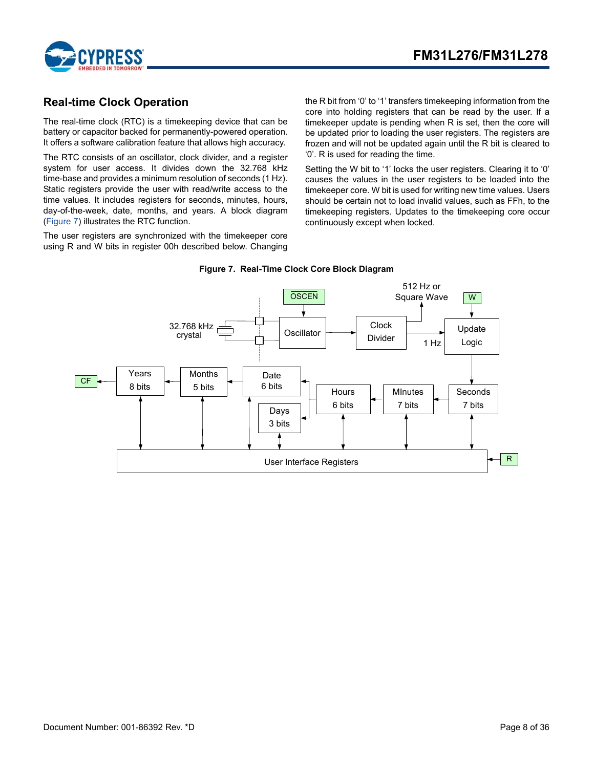## Real-time Clock Operation

The real-time clock (RTC) is a timekeeping device that can be battery or capacitor backed for permanently-powered operation. It offers a software calibration feature that allows high accuracy.

The RTC consists of an oscillator, clock divider, and a register system for user access. It divides down the 32.768 kHz time-base and provides a minimum resolution of seconds (1 Hz). Static registers provide the user with read/write access to the time values. It includes registers for seconds, minutes, hours, day-of-the-week, date, months, and years. A block diagram (Figure 7) illustrates the RTC function.

The user registers are synchronized with the timekeeper core using R and W bits in register 00h described below. Changing the R bit from '0' to '1' transfers timekeeping information from the core into holding registers that can be read by the user. If a timekeeper update is pending when R is set, then the core will be updated prior to loading the user registers. The registers are frozen and will not be updated again until the R bit is cleared to '0'. R is used for reading the time.

Setting the W bit to '1' locks the user registers. Clearing it to '0' causes the values in the user registers to be loaded into the timekeeper core. W bit is used for writing new time values. Users should be certain not to load invalid values, such as FFh, to the timekeeping registers. Updates to the timekeeping core occur continuously except when locked.

**Figure 7. Real-Time Clock Core Block Diagram**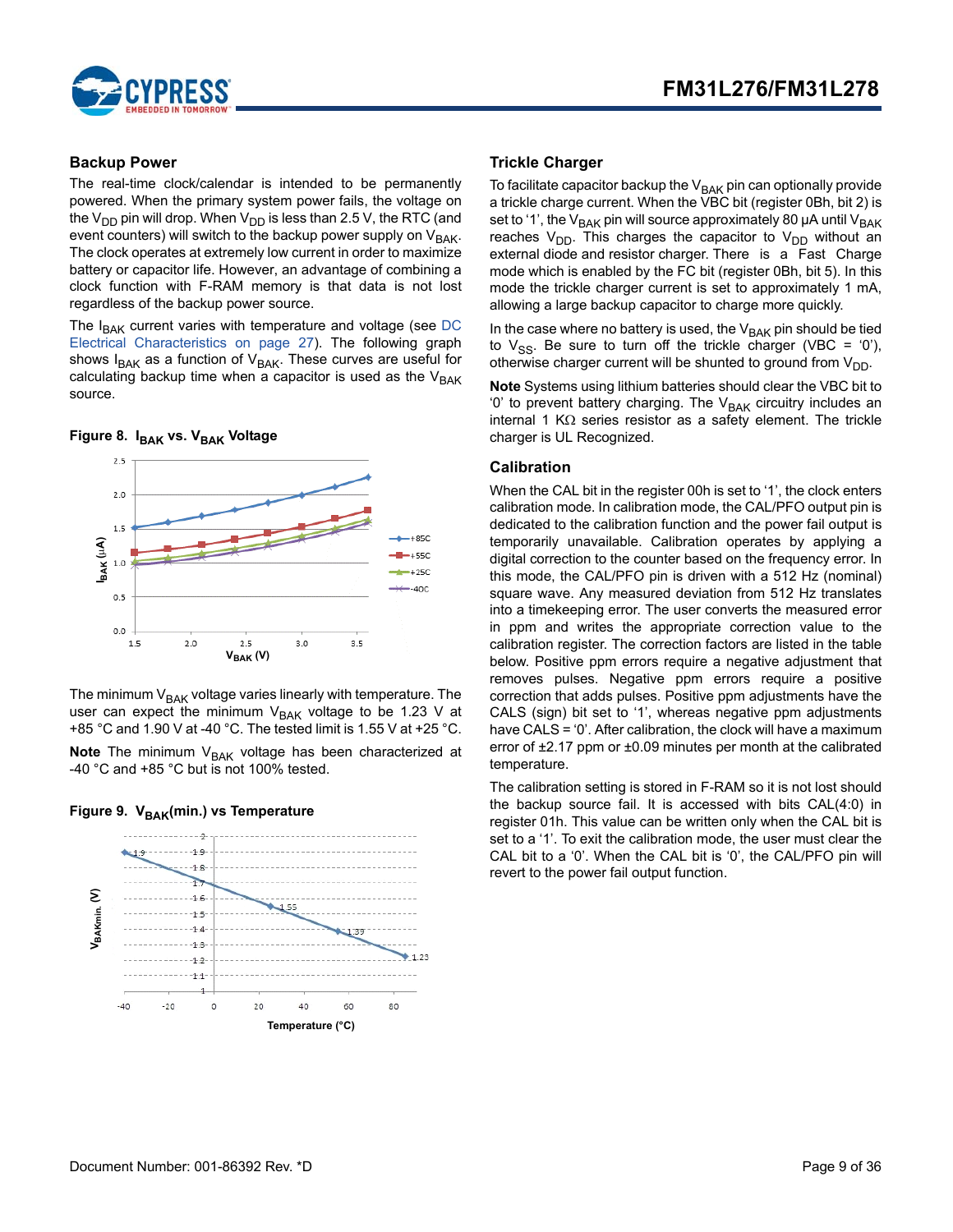## Backup Power

The real-time clock/calendar is intended to be permanently powered. When the primary system power fails, the voltage on the $V_{DD}$ pin will drop. When $V_{DD}$ is less than 2.5 V, the RTC (and event counters) will switch to the backup power supply on $V_{BAK}$. The clock operates at extremely low current in order to maximize battery or capacitor life. However, an advantage of combining a clock function with F-RAM memory is that data is not lost regardless of the backup power source.

The $I_{BAK}$ current varies with temperature and voltage (see DC Electrical Characteristics on page 27). The following graph shows $I_{BAK}$ as a function of $V_{BAK}$. These curves are useful for calculating backup time when a capacitor is used as the $V_{BAK}$ source.

**Figure 8. $I_{BAK}$ vs. $V_{BAK}$ Voltage**

The minimum $V_{BAK}$ voltage varies linearly with temperature. The user can expect the minimum $V_{BAK}$ voltage to be 1.23 V at +85 °C and 1.90 V at -40 °C. The tested limit is 1.55 V at +25 °C.

**Note** The minimum $V_{BAK}$ voltage has been characterized at -40 °C and +85 °C but is not 100% tested.

**Figure 9. $V_{BAK}$(min.) vs Temperature**

## Trickle Charger

To facilitate capacitor backup the $V_{BAK}$ pin can optionally provide a trickle charge current. When the VBC bit (register 0Bh, bit 2) is set to '1', the $V_{BAK}$ pin will source approximately 80 µA until $V_{BAK}$ reaches $V_{DD}$. This charges the capacitor to $V_{DD}$ without an external diode and resistor charger. There is a Fast Charge mode which is enabled by the FC bit (register 0Bh, bit 5). In this mode the trickle charger current is set to approximately 1 mA, allowing a large backup capacitor to charge more quickly.

In the case where no battery is used, the $V_{BAK}$ pin should be tied to $V_{SS}$. Be sure to turn off the trickle charger (VBC = '0'), otherwise charger current will be shunted to ground from $V_{DD}$.

**Note** Systems using lithium batteries should clear the VBC bit to '0' to prevent battery charging. The $V_{BAK}$ circuitry includes an internal 1 KΩ series resistor as a safety element. The trickle charger is UL Recognized.

## Calibration

When the CAL bit in the register 00h is set to '1', the clock enters calibration mode. In calibration mode, the CAL/PFO output pin is dedicated to the calibration function and the power fail output is temporarily unavailable. Calibration operates by applying a digital correction to the counter based on the frequency error. In this mode, the CAL/PFO pin is driven with a 512 Hz (nominal) square wave. Any measured deviation from 512 Hz translates into a timekeeping error. The user converts the measured error in ppm and writes the appropriate correction value to the calibration register. The correction factors are listed in the table below. Positive ppm errors require a negative adjustment that removes pulses. Negative ppm errors require a positive correction that adds pulses. Positive ppm adjustments have the CALS (sign) bit set to '1', whereas negative ppm adjustments have CALS = '0'. After calibration, the clock will have a maximum error of ±2.17 ppm or ±0.09 minutes per month at the calibrated temperature.

The calibration setting is stored in F-RAM so it is not lost should the backup source fail. It is accessed with bits CAL(4:0) in register 01h. This value can be written only when the CAL bit is set to a '1'. To exit the calibration mode, the user must clear the CAL bit to a '0'. When the CAL bit is '0', the CAL/PFO pin will revert to the power fail output function.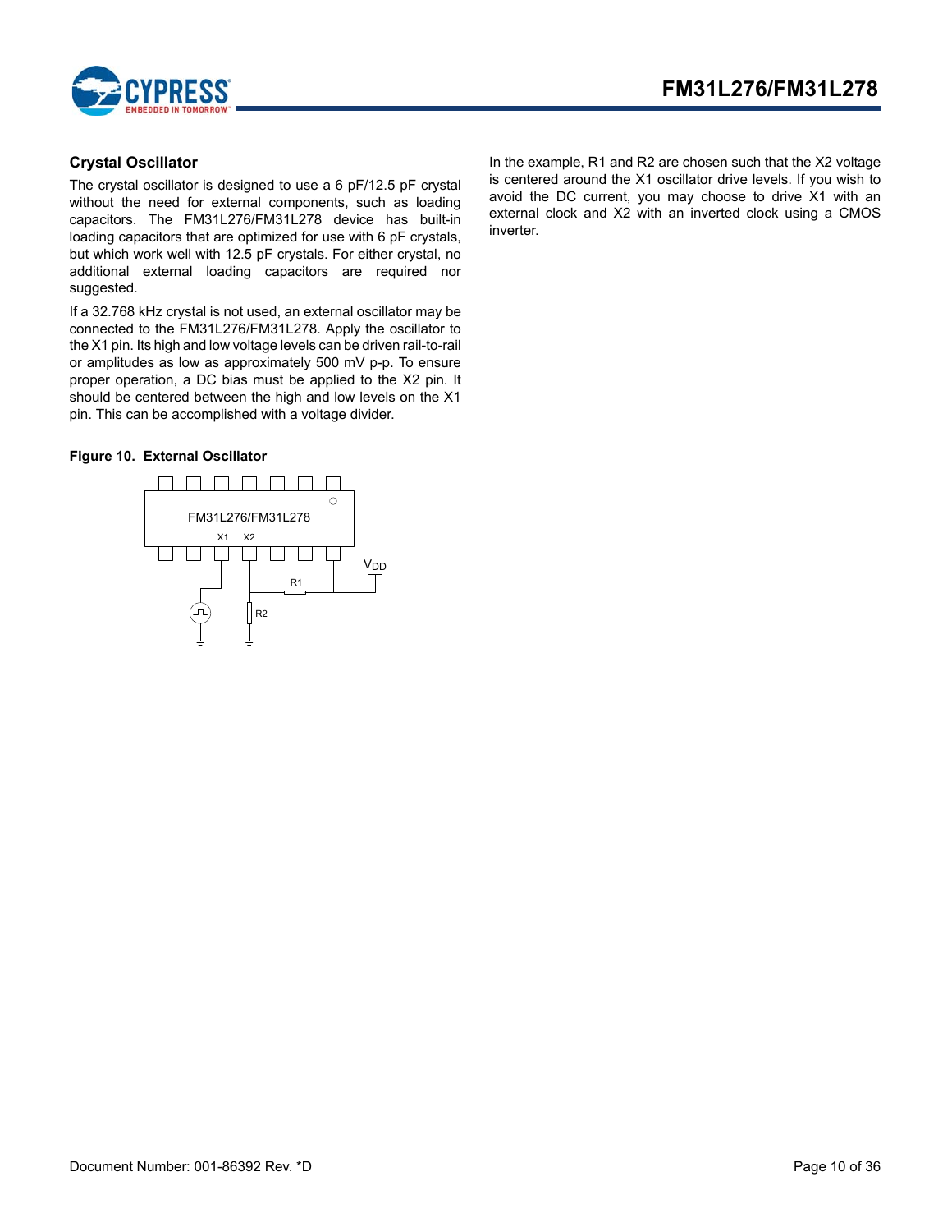## Crystal Oscillator

The crystal oscillator is designed to use a 6 pF/12.5 pF crystal without the need for external components, such as loading capacitors. The FM31L276/FM31L278 device has built-in loading capacitors that are optimized for use with 6 pF crystals, but which work well with 12.5 pF crystals. For either crystal, no additional external loading capacitors are required nor suggested.

If a 32.768 kHz crystal is not used, an external oscillator may be connected to the FM31L276/FM31L278. Apply the oscillator to the X1 pin. Its high and low voltage levels can be driven rail-to-rail or amplitudes as low as approximately 500 mV p-p. To ensure proper operation, a DC bias must be applied to the X2 pin. It should be centered between the high and low levels on the X1 pin. This can be accomplished with a voltage divider.

**Figure 10. External Oscillator**

In the example, R1 and R2 are chosen such that the X2 voltage is centered around the X1 oscillator drive levels. If you wish to avoid the DC current, you may choose to drive X1 with an external clock and X2 with an inverted clock using a CMOS inverter.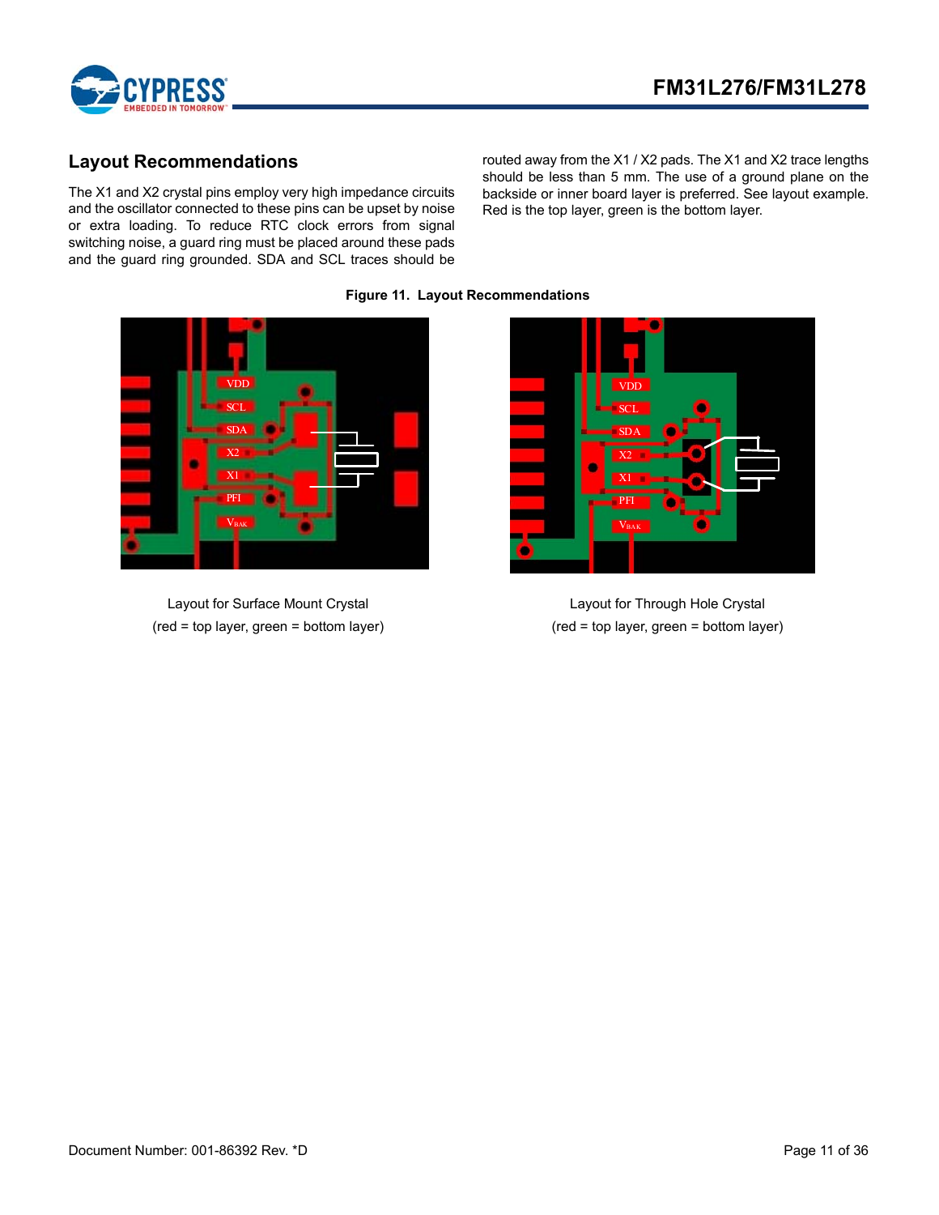## Layout Recommendations

The X1 and X2 crystal pins employ very high impedance circuits and the oscillator connected to these pins can be upset by noise or extra loading. To reduce RTC clock errors from signal switching noise, a guard ring must be placed around these pads and the guard ring grounded. SDA and SCL traces should be routed away from the X1 / X2 pads. The X1 and X2 trace lengths should be less than 5 mm. The use of a ground plane on the backside or inner board layer is preferred. See layout example. Red is the top layer, green is the bottom layer.

**Figure 11. Layout Recommendations**

Layout for Surface Mount Crystal
(red = top layer, green = bottom layer)

Layout for Through Hole Crystal
(red = top layer, green = bottom layer)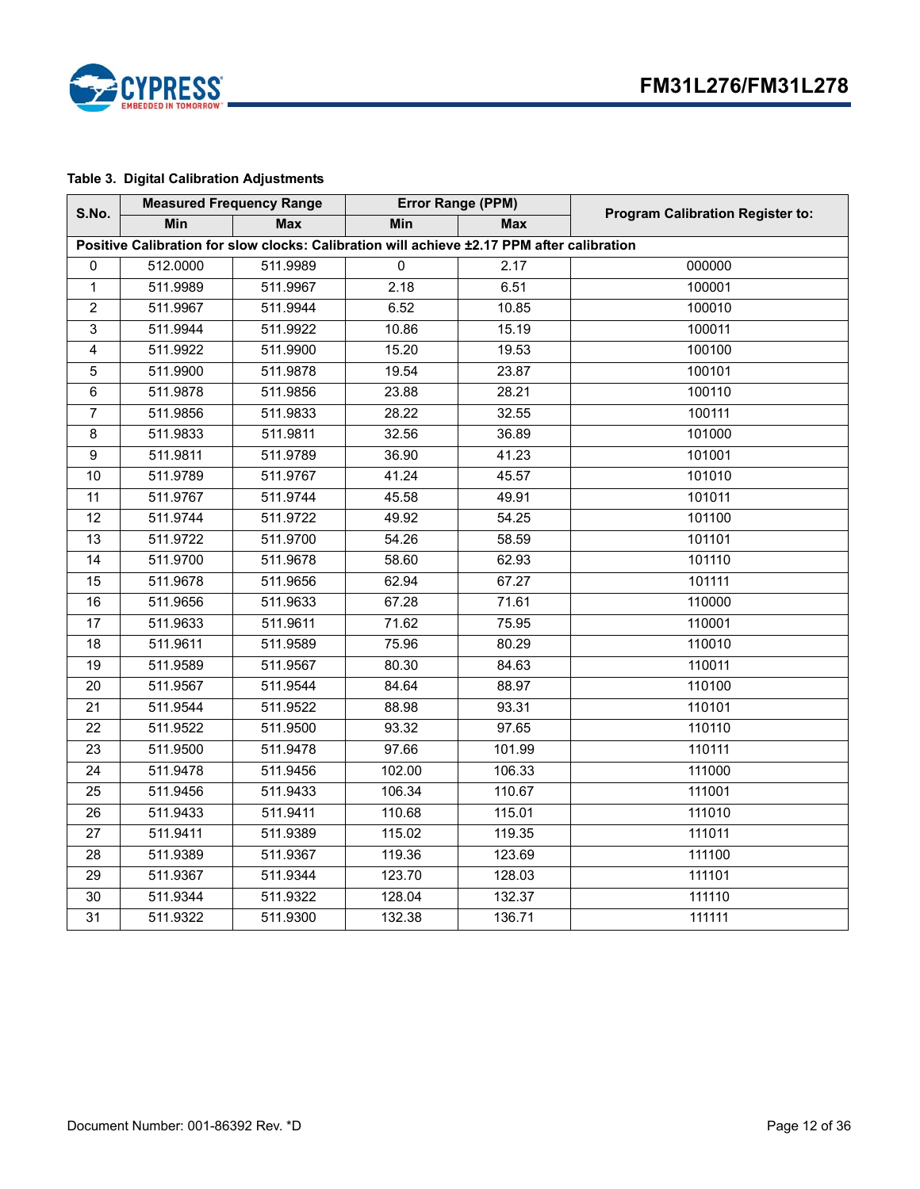**Table 3. Digital Calibration Adjustments**

| S.No. | Measured Frequency Range | | Error Range (PPM) | | Program Calibration Register to: |
|---|---|---|---|---|---|
| | Min | Max | Min | Max | |
| **Positive Calibration for slow clocks: Calibration will achieve ±2.17 PPM after calibration** | | | | | |
| 0 | 512.0000 | 511.9989 | 0 | 2.17 | 000000 |
| 1 | 511.9989 | 511.9967 | 2.18 | 6.51 | 100001 |
| 2 | 511.9967 | 511.9944 | 6.52 | 10.85 | 100010 |
| 3 | 511.9944 | 511.9922 | 10.86 | 15.19 | 100011 |
| 4 | 511.9922 | 511.9900 | 15.20 | 19.53 | 100100 |
| 5 | 511.9900 | 511.9878 | 19.54 | 23.87 | 100101 |
| 6 | 511.9878 | 511.9856 | 23.88 | 28.21 | 100110 |
| 7 | 511.9856 | 511.9833 | 28.22 | 32.55 | 100111 |
| 8 | 511.9833 | 511.9811 | 32.56 | 36.89 | 101000 |
| 9 | 511.9811 | 511.9789 | 36.90 | 41.23 | 101001 |
| 10 | 511.9789 | 511.9767 | 41.24 | 45.57 | 101010 |
| 11 | 511.9767 | 511.9744 | 45.58 | 49.91 | 101011 |
| 12 | 511.9744 | 511.9722 | 49.92 | 54.25 | 101100 |
| 13 | 511.9722 | 511.9700 | 54.26 | 58.59 | 101101 |
| 14 | 511.9700 | 511.9678 | 58.60 | 62.93 | 101110 |
| 15 | 511.9678 | 511.9656 | 62.94 | 67.27 | 101111 |
| 16 | 511.9656 | 511.9633 | 67.28 | 71.61 | 110000 |
| 17 | 511.9633 | 511.9611 | 71.62 | 75.95 | 110001 |
| 18 | 511.9611 | 511.9589 | 75.96 | 80.29 | 110010 |
| 19 | 511.9589 | 511.9567 | 80.30 | 84.63 | 110011 |
| 20 | 511.9567 | 511.9544 | 84.64 | 88.97 | 110100 |
| 21 | 511.9544 | 511.9522 | 88.98 | 93.31 | 110101 |
| 22 | 511.9522 | 511.9500 | 93.32 | 97.65 | 110110 |
| 23 | 511.9500 | 511.9478 | 97.66 | 101.99 | 110111 |
| 24 | 511.9478 | 511.9456 | 102.00 | 106.33 | 111000 |
| 25 | 511.9456 | 511.9433 | 106.34 | 110.67 | 111001 |
| 26 | 511.9433 | 511.9411 | 110.68 | 115.01 | 111010 |
| 27 | 511.9411 | 511.9389 | 115.02 | 119.35 | 111011 |
| 28 | 511.9389 | 511.9367 | 119.36 | 123.69 | 111100 |
| 29 | 511.9367 | 511.9344 | 123.70 | 128.03 | 111101 |
| 30 | 511.9344 | 511.9322 | 128.04 | 132.37 | 111110 |
| 31 | 511.9322 | 511.9300 | 132.38 | 136.71 | 111111 |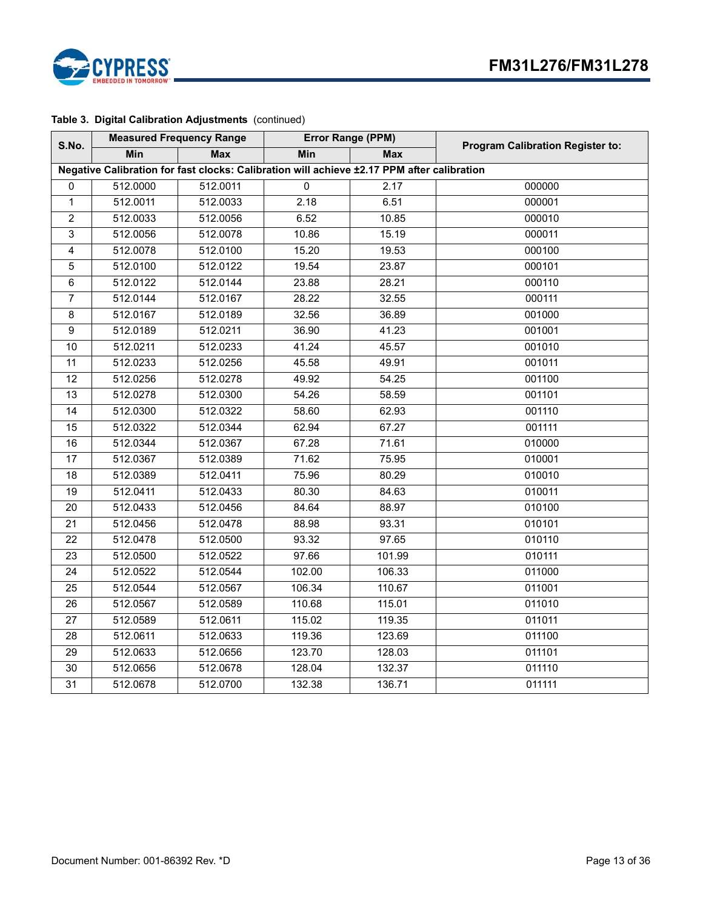**Table 3. Digital Calibration Adjustments** (continued)

| S.No. | Measured Frequency Range | | Error Range (PPM) | | Program Calibration Register to: |
|---|---|---|---|---|---|
| | Min | Max | Min | Max | |
| **Negative Calibration for fast clocks: Calibration will achieve ±2.17 PPM after calibration** | | | | | |
| 0 | 512.0000 | 512.0011 | 0 | 2.17 | 000000 |
| 1 | 512.0011 | 512.0033 | 2.18 | 6.51 | 000001 |
| 2 | 512.0033 | 512.0056 | 6.52 | 10.85 | 000010 |
| 3 | 512.0056 | 512.0078 | 10.86 | 15.19 | 000011 |
| 4 | 512.0078 | 512.0100 | 15.20 | 19.53 | 000100 |
| 5 | 512.0100 | 512.0122 | 19.54 | 23.87 | 000101 |
| 6 | 512.0122 | 512.0144 | 23.88 | 28.21 | 000110 |
| 7 | 512.0144 | 512.0167 | 28.22 | 32.55 | 000111 |
| 8 | 512.0167 | 512.0189 | 32.56 | 36.89 | 001000 |
| 9 | 512.0189 | 512.0211 | 36.90 | 41.23 | 001001 |
| 10 | 512.0211 | 512.0233 | 41.24 | 45.57 | 001010 |
| 11 | 512.0233 | 512.0256 | 45.58 | 49.91 | 001011 |
| 12 | 512.0256 | 512.0278 | 49.92 | 54.25 | 001100 |
| 13 | 512.0278 | 512.0300 | 54.26 | 58.59 | 001101 |
| 14 | 512.0300 | 512.0322 | 58.60 | 62.93 | 001110 |
| 15 | 512.0322 | 512.0344 | 62.94 | 67.27 | 001111 |
| 16 | 512.0344 | 512.0367 | 67.28 | 71.61 | 010000 |
| 17 | 512.0367 | 512.0389 | 71.62 | 75.95 | 010001 |
| 18 | 512.0389 | 512.0411 | 75.96 | 80.29 | 010010 |
| 19 | 512.0411 | 512.0433 | 80.30 | 84.63 | 010011 |
| 20 | 512.0433 | 512.0456 | 84.64 | 88.97 | 010100 |
| 21 | 512.0456 | 512.0478 | 88.98 | 93.31 | 010101 |
| 22 | 512.0478 | 512.0500 | 93.32 | 97.65 | 010110 |
| 23 | 512.0500 | 512.0522 | 97.66 | 101.99 | 010111 |
| 24 | 512.0522 | 512.0544 | 102.00 | 106.33 | 011000 |
| 25 | 512.0544 | 512.0567 | 106.34 | 110.67 | 011001 |
| 26 | 512.0567 | 512.0589 | 110.68 | 115.01 | 011010 |
| 27 | 512.0589 | 512.0611 | 115.02 | 119.35 | 011011 |
| 28 | 512.0611 | 512.0633 | 119.36 | 123.69 | 011100 |
| 29 | 512.0633 | 512.0656 | 123.70 | 128.03 | 011101 |
| 30 | 512.0656 | 512.0678 | 128.04 | 132.37 | 011110 |
| 31 | 512.0678 | 512.0700 | 132.38 | 136.71 | 011111 |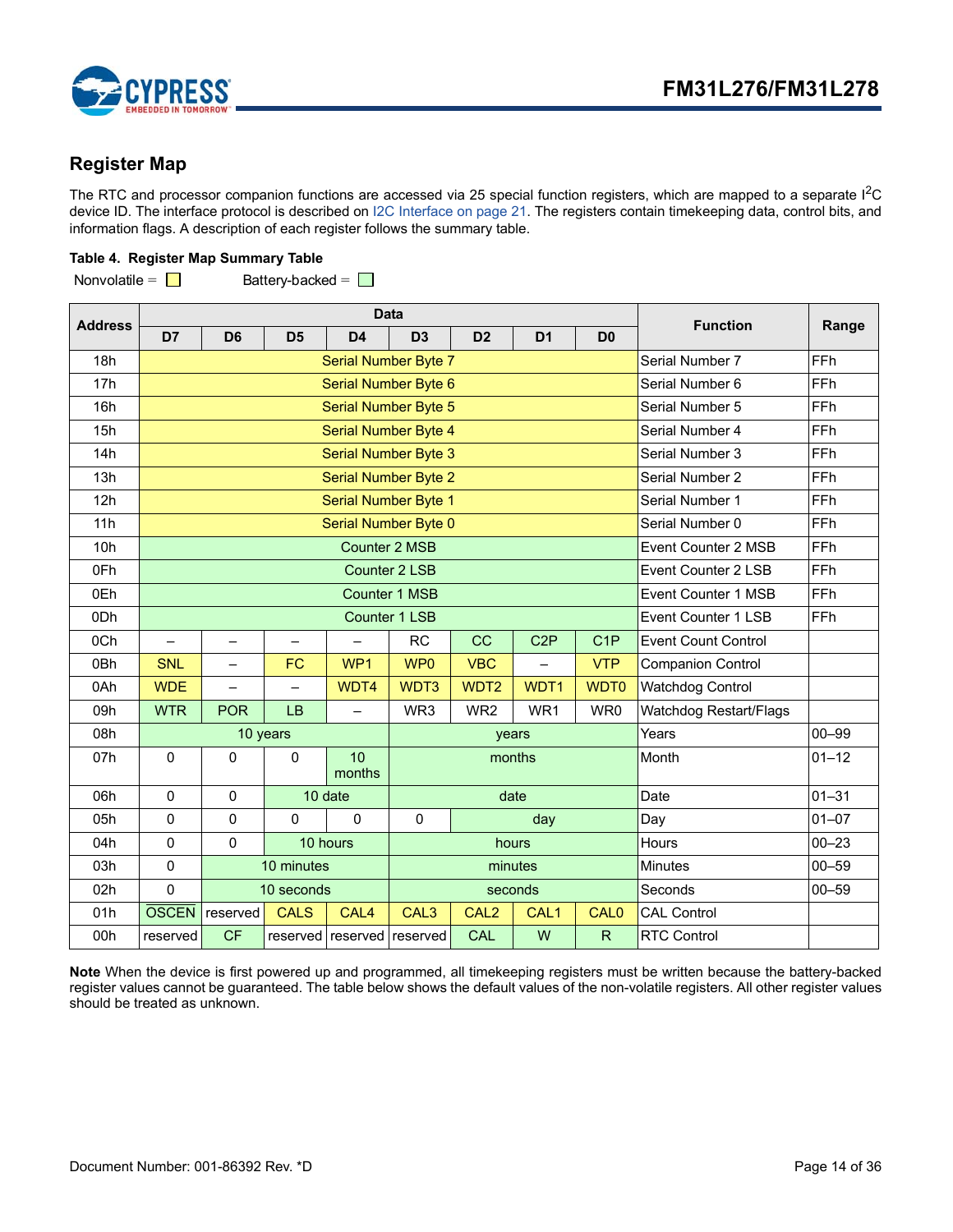## Register Map

The RTC and processor companion functions are accessed via 25 special function registers, which are mapped to a separate I[2]C device ID. The interface protocol is described on I2C Interface on page 21. The registers contain timekeeping data, control bits, and information flags. A description of each register follows the summary table.

**Table 4. Register Map Summary Table**

Nonvolatile = ☐ Battery-backed = ☐

| Address | Data | | | | | | | | Function | Range |
|---|---|---|---|---|---|---|---|---|---|---|
| | D7 | D6 | D5 | D4 | D3 | D2 | D1 | D0 | | |
| 18h | Serial Number Byte 7 | | | | | | | | Serial Number 7 | FFh |
| 17h | Serial Number Byte 6 | | | | | | | | Serial Number 6 | FFh |
| 16h | Serial Number Byte 5 | | | | | | | | Serial Number 5 | FFh |
| 15h | Serial Number Byte 4 | | | | | | | | Serial Number 4 | FFh |
| 14h | Serial Number Byte 3 | | | | | | | | Serial Number 3 | FFh |
| 13h | Serial Number Byte 2 | | | | | | | | Serial Number 2 | FFh |
| 12h | Serial Number Byte 1 | | | | | | | | Serial Number 1 | FFh |
| 11h | Serial Number Byte 0 | | | | | | | | Serial Number 0 | FFh |
| 10h | Counter 2 MSB | | | | | | | | Event Counter 2 MSB | FFh |
| 0Fh | Counter 2 LSB | | | | | | | | Event Counter 2 LSB | FFh |
| 0Eh | Counter 1 MSB | | | | | | | | Event Counter 1 MSB | FFh |
| 0Dh | Counter 1 LSB | | | | | | | | Event Counter 1 LSB | FFh |
| 0Ch | – | – | – | – | RC | CC | C2P | C1P | Event Count Control | |
| 0Bh | SNL | – | FC | WP1 | WP0 | VBC | – | VTP | Companion Control | |
| 0Ah | WDE | – | – | WDT4 | WDT3 | WDT2 | WDT1 | WDT0 | Watchdog Control | |
| 09h | WTR | POR | LB | – | WR3 | WR2 | WR1 | WR0 | Watchdog Restart/Flags | |
| 08h | 10 years | | | | years | | | | Years | 00–99 |
| 07h | 0 | 0 | 0 | 10 months | months | | | | Month | 01–12 |
| 06h | 0 | 0 | 10 date | | date | | | | Date | 01–31 |
| 05h | 0 | 0 | 0 | 0 | 0 | day | | | Day | 01–07 |
| 04h | 0 | 0 | 10 hours | | hours | | | | Hours | 00–23 |
| 03h | 0 | 10 minutes | | | minutes | | | | Minutes | 00–59 |
| 02h | 0 | 10 seconds | | | seconds | | | | Seconds | 00–59 |
| 01h | OSCEN | reserved | CALS | CAL4 | CAL3 | CAL2 | CAL1 | CAL0 | CAL Control | |
| 00h | reserved | CF | reserved | reserved | reserved | CAL | W | R | RTC Control | |

**Note** When the device is first powered up and programmed, all timekeeping registers must be written because the battery-backed register values cannot be guaranteed. The table below shows the default values of the non-volatile registers. All other register values should be treated as unknown.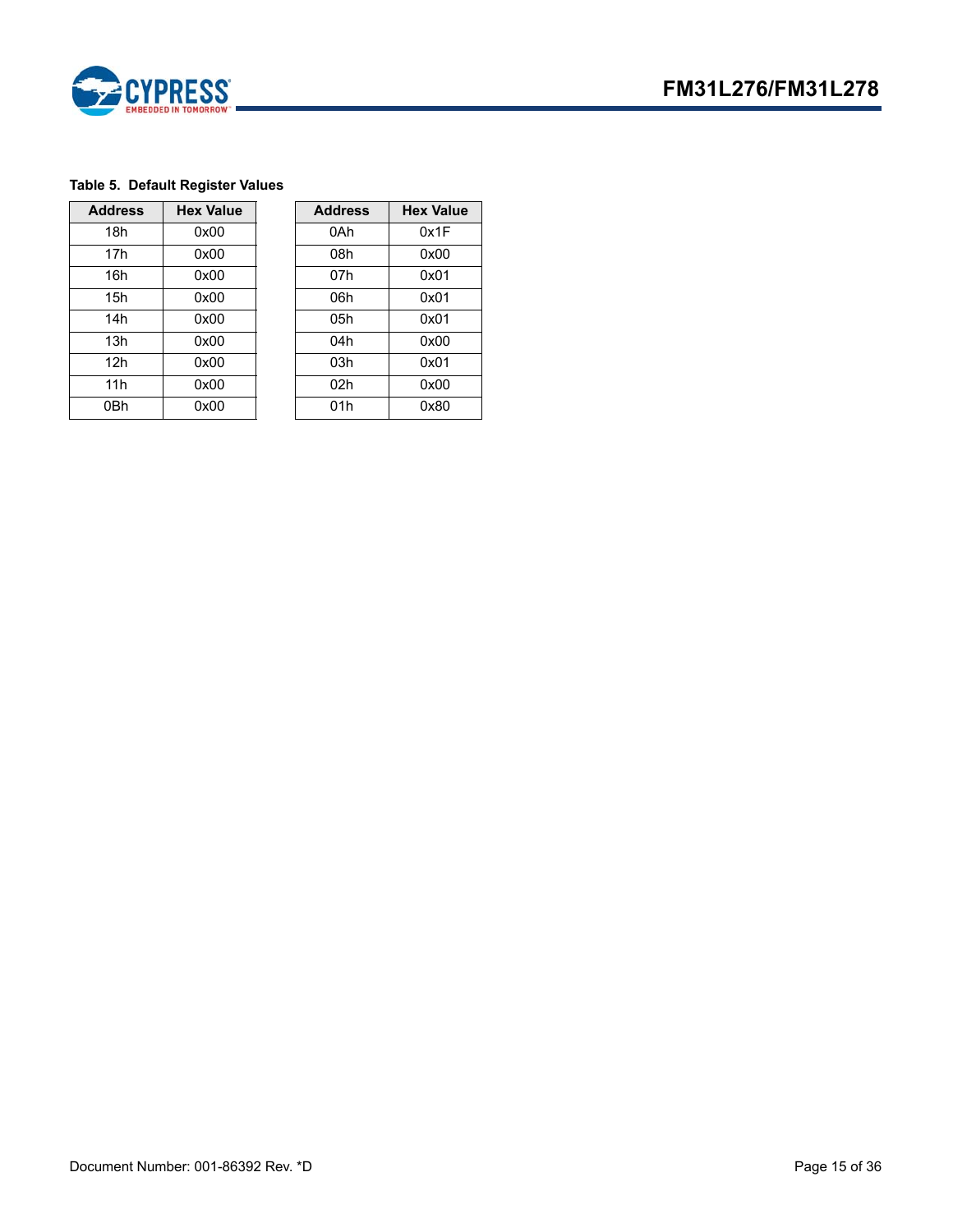**Table 5. Default Register Values**

| Address | Hex Value |
|---|---|
| 18h | 0x00 |
| 17h | 0x00 |
| 16h | 0x00 |
| 15h | 0x00 |
| 14h | 0x00 |
| 13h | 0x00 |
| 12h | 0x00 |
| 11h | 0x00 |
| 0Bh | 0x00 |

| Address | Hex Value |
|---|---|
| 0Ah | 0x1F |
| 08h | 0x00 |
| 07h | 0x01 |
| 06h | 0x01 |
| 05h | 0x01 |
| 04h | 0x00 |
| 03h | 0x01 |
| 02h | 0x00 |
| 01h | 0x80 |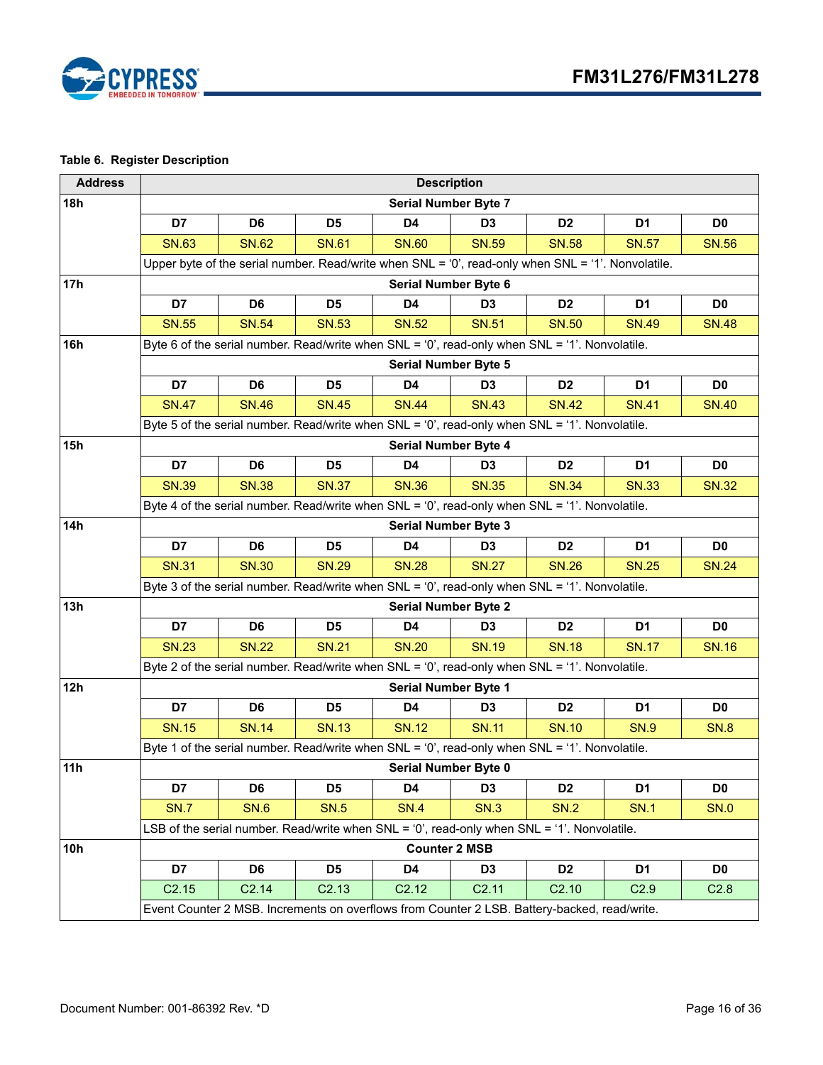Table 6. Register Description

| Address | Description | | | | | | | |
|---|---|---|---|---|---|---|---|---|
| 18h | Serial Number Byte 7 | | | | | | | |
| | D7 | D6 | D5 | D4 | D3 | D2 | D1 | D0 |
| | SN.63 | SN.62 | SN.61 | SN.60 | SN.59 | SN.58 | SN.57 | SN.56 |
| | Upper byte of the serial number. Read/write when SNL = '0', read-only when SNL = '1'. Nonvolatile. | | | | | | | |
| 17h | Serial Number Byte 6 | | | | | | | |
| | D7 | D6 | D5 | D4 | D3 | D2 | D1 | D0 |
| | SN.55 | SN.54 | SN.53 | SN.52 | SN.51 | SN.50 | SN.49 | SN.48 |
| 16h | Byte 6 of the serial number. Read/write when SNL = '0', read-only when SNL = '1'. Nonvolatile. | | | | | | | |
| | Serial Number Byte 5 | | | | | | | |
| | D7 | D6 | D5 | D4 | D3 | D2 | D1 | D0 |
| | SN.47 | SN.46 | SN.45 | SN.44 | SN.43 | SN.42 | SN.41 | SN.40 |
| | Byte 5 of the serial number. Read/write when SNL = '0', read-only when SNL = '1'. Nonvolatile. | | | | | | | |
| 15h | Serial Number Byte 4 | | | | | | | |
| | D7 | D6 | D5 | D4 | D3 | D2 | D1 | D0 |
| | SN.39 | SN.38 | SN.37 | SN.36 | SN.35 | SN.34 | SN.33 | SN.32 |
| | Byte 4 of the serial number. Read/write when SNL = '0', read-only when SNL = '1'. Nonvolatile. | | | | | | | |
| 14h | Serial Number Byte 3 | | | | | | | |
| | D7 | D6 | D5 | D4 | D3 | D2 | D1 | D0 |
| | SN.31 | SN.30 | SN.29 | SN.28 | SN.27 | SN.26 | SN.25 | SN.24 |
| | Byte 3 of the serial number. Read/write when SNL = '0', read-only when SNL = '1'. Nonvolatile. | | | | | | | |
| 13h | Serial Number Byte 2 | | | | | | | |
| | D7 | D6 | D5 | D4 | D3 | D2 | D1 | D0 |
| | SN.23 | SN.22 | SN.21 | SN.20 | SN.19 | SN.18 | SN.17 | SN.16 |
| | Byte 2 of the serial number. Read/write when SNL = '0', read-only when SNL = '1'. Nonvolatile. | | | | | | | |
| 12h | Serial Number Byte 1 | | | | | | | |
| | D7 | D6 | D5 | D4 | D3 | D2 | D1 | D0 |
| | SN.15 | SN.14 | SN.13 | SN.12 | SN.11 | SN.10 | SN.9 | SN.8 |
| | Byte 1 of the serial number. Read/write when SNL = '0', read-only when SNL = '1'. Nonvolatile. | | | | | | | |
| 11h | Serial Number Byte 0 | | | | | | | |
| | D7 | D6 | D5 | D4 | D3 | D2 | D1 | D0 |
| | SN.7 | SN.6 | SN.5 | SN.4 | SN.3 | SN.2 | SN.1 | SN.0 |
| | LSB of the serial number. Read/write when SNL = '0', read-only when SNL = '1'. Nonvolatile. | | | | | | | |
| 10h | Counter 2 MSB | | | | | | | |
| | D7 | D6 | D5 | D4 | D3 | D2 | D1 | D0 |
| | C2.15 | C2.14 | C2.13 | C2.12 | C2.11 | C2.10 | C2.9 | C2.8 |
| | Event Counter 2 MSB. Increments on overflows from Counter 2 LSB. Battery-backed, read/write. | | | | | | | |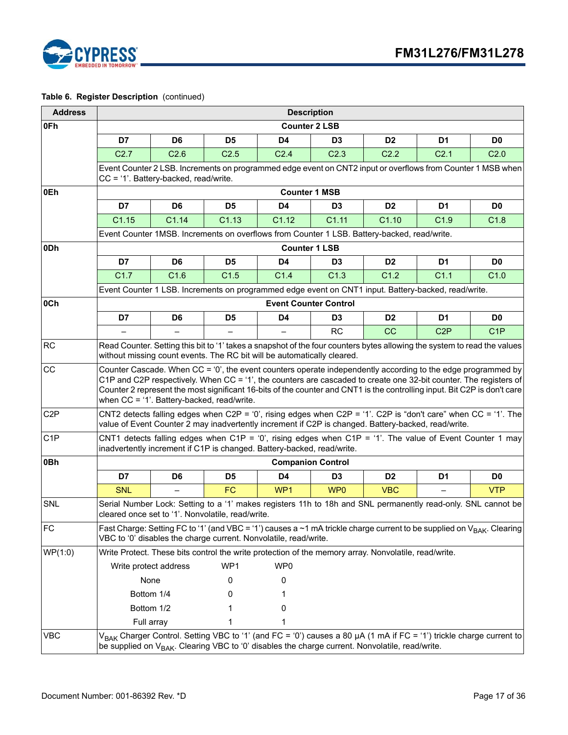**Table 6. Register Description** (continued)

| Address | Description | | | | | | | |
|---|---|---|---|---|---|---|---|---|
| 0Fh | **Counter 2 LSB** | | | | | | | |
| | **D7** | **D6** | **D5** | **D4** | **D3** | **D2** | **D1** | **D0** |
| | C2.7 | C2.6 | C2.5 | C2.4 | C2.3 | C2.2 | C2.1 | C2.0 |
| | Event Counter 2 LSB. Increments on programmed edge event on CNT2 input or overflows from Counter 1 MSB when CC = '1'. Battery-backed, read/write. | | | | | | | |
| 0Eh | **Counter 1 MSB** | | | | | | | |
| | **D7** | **D6** | **D5** | **D4** | **D3** | **D2** | **D1** | **D0** |
| | C1.15 | C1.14 | C1.13 | C1.12 | C1.11 | C1.10 | C1.9 | C1.8 |
| | Event Counter 1MSB. Increments on overflows from Counter 1 LSB. Battery-backed, read/write. | | | | | | | |
| 0Dh | **Counter 1 LSB** | | | | | | | |
| | **D7** | **D6** | **D5** | **D4** | **D3** | **D2** | **D1** | **D0** |
| | C1.7 | C1.6 | C1.5 | C1.4 | C1.3 | C1.2 | C1.1 | C1.0 |
| | Event Counter 1 LSB. Increments on programmed edge event on CNT1 input. Battery-backed, read/write. | | | | | | | |
| 0Ch | **Event Counter Control** | | | | | | | |
| | **D7** | **D6** | **D5** | **D4** | **D3** | **D2** | **D1** | **D0** |
| | – | – | – | – | RC | CC | C2P | C1P |
| RC | Read Counter. Setting this bit to '1' takes a snapshot of the four counters bytes allowing the system to read the values without missing count events. The RC bit will be automatically cleared. | | | | | | | |
| CC | Counter Cascade. When CC = '0', the event counters operate independently according to the edge programmed by C1P and C2P respectively. When CC = '1', the counters are cascaded to create one 32-bit counter. The registers of Counter 2 represent the most significant 16-bits of the counter and CNT1 is the controlling input. Bit C2P is don't care when CC = '1'. Battery-backed, read/write. | | | | | | | |
| C2P | CNT2 detects falling edges when C2P = '0', rising edges when C2P = '1'. C2P is "don't care" when CC = '1'. The value of Event Counter 2 may inadvertently increment if C2P is changed. Battery-backed, read/write. | | | | | | | |
| C1P | CNT1 detects falling edges when C1P = '0', rising edges when C1P = '1'. The value of Event Counter 1 may inadvertently increment if C1P is changed. Battery-backed, read/write. | | | | | | | |
| 0Bh | **Companion Control** | | | | | | | |
| | **D7** | **D6** | **D5** | **D4** | **D3** | **D2** | **D1** | **D0** |
| | SNL | – | FC | WP1 | WP0 | VBC | – | VTP |
| SNL | Serial Number Lock: Setting to a '1' makes registers 11h to 18h and SNL permanently read-only. SNL cannot be cleared once set to '1'. Nonvolatile, read/write. | | | | | | | |
| FC | Fast Charge: Setting FC to '1' (and VBC = '1') causes a ~1 mA trickle charge current to be supplied on $V_{BAK}$. Clearing VBC to '0' disables the charge current. Nonvolatile, read/write. | | | | | | | |
| WP(1:0) | Write Protect. These bits control the write protection of the memory array. Nonvolatile, read/write.<br>Write protect address / WP1 / WP0<br>None: 0, 0<br>Bottom 1/4: 0, 1<br>Bottom 1/2: 1, 0<br>Full array: 1, 1 | | | | | | | |
| VBC | $V_{BAK}$ Charger Control. Setting VBC to '1' (and FC = '0') causes a 80 µA (1 mA if FC = '1') trickle charge current to be supplied on $V_{BAK}$. Clearing VBC to '0' disables the charge current. Nonvolatile, read/write. | | | | | | | |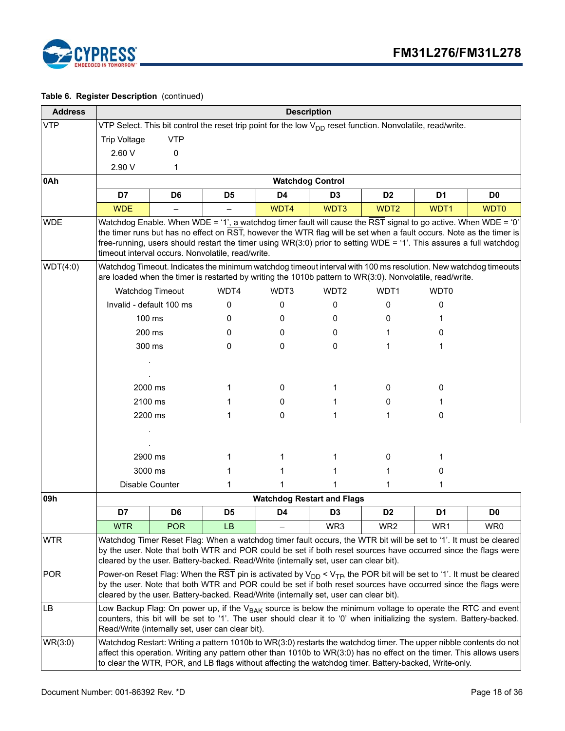**Table 6. Register Description** (continued)

| Address | Description | | | | | | | |
|---|---|---|---|---|---|---|---|---|
| VTP | VTP Select. This bit control the reset trip point for the low $V_{DD}$ reset function. Nonvolatile, read/write.<br>Trip Voltage — VTP<br>2.60 V — 0<br>2.90 V — 1 | | | | | | | |
| **0Ah** | **Watchdog Control** | | | | | | | |
| | **D7** | **D6** | **D5** | **D4** | **D3** | **D2** | **D1** | **D0** |
| | WDE | – | – | WDT4 | WDT3 | WDT2 | WDT1 | WDT0 |
| WDE | Watchdog Enable. When WDE = '1', a watchdog timer fault will cause the $\overline{RST}$ signal to go active. When WDE = '0' the timer runs but has no effect on $\overline{RST}$, however the WTR flag will be set when a fault occurs. Note as the timer is free-running, users should restart the timer using WR(3:0) prior to setting WDE = '1'. This assures a full watchdog timeout interval occurs. Nonvolatile, read/write. | | | | | | | |
| WDT(4:0) | Watchdog Timeout. Indicates the minimum watchdog timeout interval with 100 ms resolution. New watchdog timeouts are loaded when the timer is restarted by writing the 1010b pattern to WR(3:0). Nonvolatile, read/write. | | | | | | | |
| | Watchdog Timeout | WDT4 | WDT3 | WDT2 | WDT1 | WDT0 | | |
| | Invalid - default 100 ms | 0 | 0 | 0 | 0 | 0 | | |
| | 100 ms | 0 | 0 | 0 | 0 | 1 | | |
| | 200 ms | 0 | 0 | 0 | 1 | 0 | | |
| | 300 ms | 0 | 0 | 0 | 1 | 1 | | |
| | . | | | | | | | |
| | . | | | | | | | |
| | 2000 ms | 1 | 0 | 1 | 0 | 0 | | |
| | 2100 ms | 1 | 0 | 1 | 0 | 1 | | |
| | 2200 ms | 1 | 0 | 1 | 1 | 0 | | |
| | . | | | | | | | |
| | . | | | | | | | |
| | 2900 ms | 1 | 1 | 1 | 0 | 1 | | |
| | 3000 ms | 1 | 1 | 1 | 1 | 0 | | |
| | Disable Counter | 1 | 1 | 1 | 1 | 1 | | |
| **09h** | **Watchdog Restart and Flags** | | | | | | | |
| | **D7** | **D6** | **D5** | **D4** | **D3** | **D2** | **D1** | **D0** |
| | WTR | POR | LB | – | WR3 | WR2 | WR1 | WR0 |
| WTR | Watchdog Timer Reset Flag: When a watchdog timer fault occurs, the WTR bit will be set to '1'. It must be cleared by the user. Note that both WTR and POR could be set if both reset sources have occurred since the flags were cleared by the user. Battery-backed. Read/Write (internally set, user can clear bit). | | | | | | | |
| POR | Power-on Reset Flag: When the $\overline{RST}$ pin is activated by $V_{DD} < V_{TP}$, the POR bit will be set to '1'. It must be cleared by the user. Note that both WTR and POR could be set if both reset sources have occurred since the flags were cleared by the user. Battery-backed. Read/Write (internally set, user can clear bit). | | | | | | | |
| LB | Low Backup Flag: On power up, if the $V_{BAK}$ source is below the minimum voltage to operate the RTC and event counters, this bit will be set to '1'. The user should clear it to '0' when initializing the system. Battery-backed. Read/Write (internally set, user can clear bit). | | | | | | | |
| WR(3:0) | Watchdog Restart: Writing a pattern 1010b to WR(3:0) restarts the watchdog timer. The upper nibble contents do not affect this operation. Writing any pattern other than 1010b to WR(3:0) has no effect on the timer. This allows users to clear the WTR, POR, and LB flags without affecting the watchdog timer. Battery-backed, Write-only. | | | | | | | |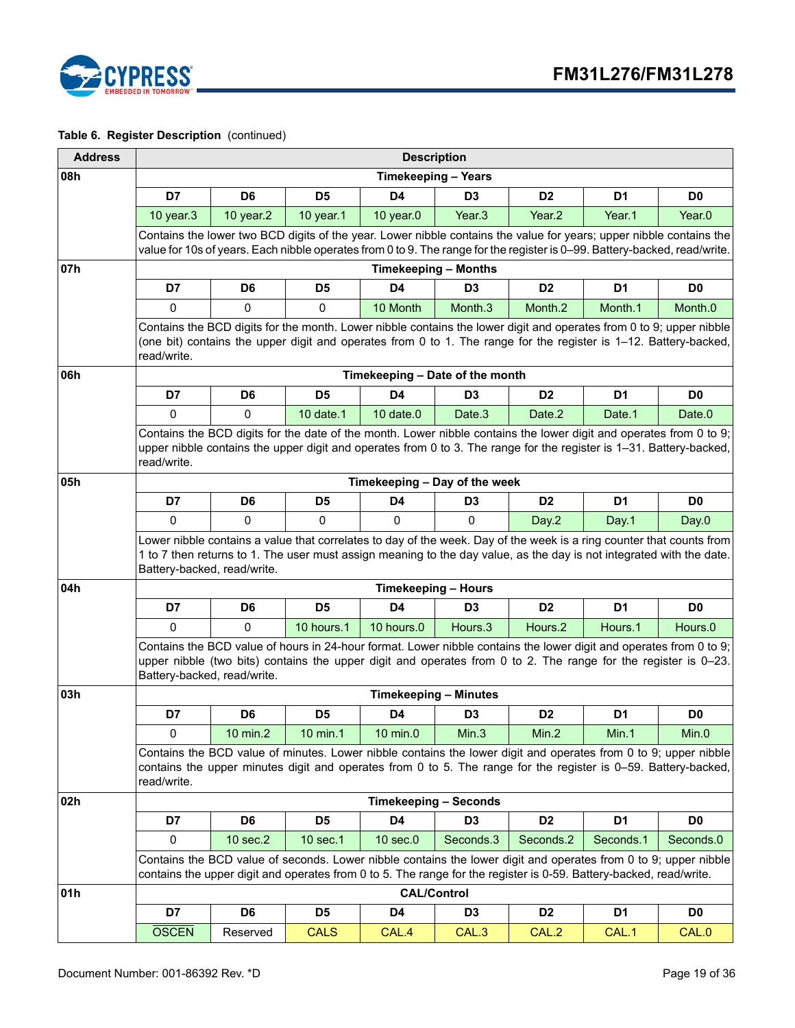**Table 6. Register Description** (continued)

| Address | Description | | | | | | | |
|---|---|---|---|---|---|---|---|---|
| 08h | **Timekeeping – Years** | | | | | | | |
| | **D7** | **D6** | **D5** | **D4** | **D3** | **D2** | **D1** | **D0** |
| | 10 year.3 | 10 year.2 | 10 year.1 | 10 year.0 | Year.3 | Year.2 | Year.1 | Year.0 |
| | Contains the lower two BCD digits of the year. Lower nibble contains the value for years; upper nibble contains the value for 10s of years. Each nibble operates from 0 to 9. The range for the register is 0–99. Battery-backed, read/write. | | | | | | | |
| 07h | **Timekeeping – Months** | | | | | | | |
| | **D7** | **D6** | **D5** | **D4** | **D3** | **D2** | **D1** | **D0** |
| | 0 | 0 | 0 | 10 Month | Month.3 | Month.2 | Month.1 | Month.0 |
| | Contains the BCD digits for the month. Lower nibble contains the lower digit and operates from 0 to 9; upper nibble (one bit) contains the upper digit and operates from 0 to 1. The range for the register is 1–12. Battery-backed, read/write. | | | | | | | |
| 06h | **Timekeeping – Date of the month** | | | | | | | |
| | **D7** | **D6** | **D5** | **D4** | **D3** | **D2** | **D1** | **D0** |
| | 0 | 0 | 10 date.1 | 10 date.0 | Date.3 | Date.2 | Date.1 | Date.0 |
| | Contains the BCD digits for the date of the month. Lower nibble contains the lower digit and operates from 0 to 9; upper nibble contains the upper digit and operates from 0 to 3. The range for the register is 1–31. Battery-backed, read/write. | | | | | | | |
| 05h | **Timekeeping – Day of the week** | | | | | | | |
| | **D7** | **D6** | **D5** | **D4** | **D3** | **D2** | **D1** | **D0** |
| | 0 | 0 | 0 | 0 | 0 | Day.2 | Day.1 | Day.0 |
| | Lower nibble contains a value that correlates to day of the week. Day of the week is a ring counter that counts from 1 to 7 then returns to 1. The user must assign meaning to the day value, as the day is not integrated with the date. Battery-backed, read/write. | | | | | | | |
| 04h | **Timekeeping – Hours** | | | | | | | |
| | **D7** | **D6** | **D5** | **D4** | **D3** | **D2** | **D1** | **D0** |
| | 0 | 0 | 10 hours.1 | 10 hours.0 | Hours.3 | Hours.2 | Hours.1 | Hours.0 |
| | Contains the BCD value of hours in 24-hour format. Lower nibble contains the lower digit and operates from 0 to 9; upper nibble (two bits) contains the upper digit and operates from 0 to 2. The range for the register is 0–23. Battery-backed, read/write. | | | | | | | |
| 03h | **Timekeeping – Minutes** | | | | | | | |
| | **D7** | **D6** | **D5** | **D4** | **D3** | **D2** | **D1** | **D0** |
| | 0 | 10 min.2 | 10 min.1 | 10 min.0 | Min.3 | Min.2 | Min.1 | Min.0 |
| | Contains the BCD value of minutes. Lower nibble contains the lower digit and operates from 0 to 9; upper nibble contains the upper minutes digit and operates from 0 to 5. The range for the register is 0–59. Battery-backed, read/write. | | | | | | | |
| 02h | **Timekeeping – Seconds** | | | | | | | |
| | **D7** | **D6** | **D5** | **D4** | **D3** | **D2** | **D1** | **D0** |
| | 0 | 10 sec.2 | 10 sec.1 | 10 sec.0 | Seconds.3 | Seconds.2 | Seconds.1 | Seconds.0 |
| | Contains the BCD value of seconds. Lower nibble contains the lower digit and operates from 0 to 9; upper nibble contains the upper digit and operates from 0 to 5. The range for the register is 0-59. Battery-backed, read/write. | | | | | | | |
| 01h | **CAL/Control** | | | | | | | |
| | **D7** | **D6** | **D5** | **D4** | **D3** | **D2** | **D1** | **D0** |
| | $\overline{\text{OSCEN}}$ | Reserved | CALS | CAL.4 | CAL.3 | CAL.2 | CAL.1 | CAL.0 |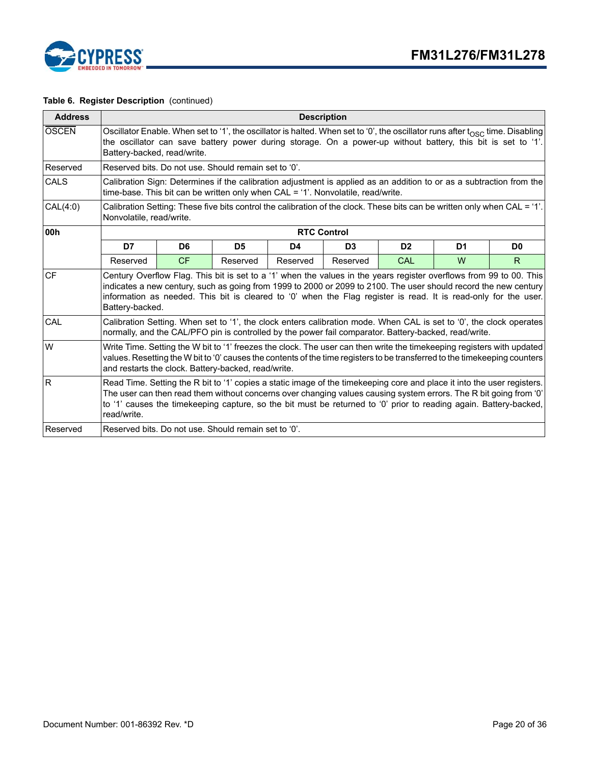**Table 6. Register Description** (continued)

| Address | Description | | | | | | | |
|---|---|---|---|---|---|---|---|---|
| $\overline{\text{OSCEN}}$ | Oscillator Enable. When set to '1', the oscillator is halted. When set to '0', the oscillator runs after $t_{OSC}$ time. Disabling the oscillator can save battery power during storage. On a power-up without battery, this bit is set to '1'. Battery-backed, read/write. | | | | | | | |
| Reserved | Reserved bits. Do not use. Should remain set to '0'. | | | | | | | |
| CALS | Calibration Sign: Determines if the calibration adjustment is applied as an addition to or as a subtraction from the time-base. This bit can be written only when CAL = '1'. Nonvolatile, read/write. | | | | | | | |
| CAL(4:0) | Calibration Setting: These five bits control the calibration of the clock. These bits can be written only when CAL = '1'. Nonvolatile, read/write. | | | | | | | |
| **00h** | **RTC Control** | | | | | | | |
| | **D7** | **D6** | **D5** | **D4** | **D3** | **D2** | **D1** | **D0** |
| | Reserved | CF | Reserved | Reserved | Reserved | CAL | W | R |
| CF | Century Overflow Flag. This bit is set to a '1' when the values in the years register overflows from 99 to 00. This indicates a new century, such as going from 1999 to 2000 or 2099 to 2100. The user should record the new century information as needed. This bit is cleared to '0' when the Flag register is read. It is read-only for the user. Battery-backed. | | | | | | | |
| CAL | Calibration Setting. When set to '1', the clock enters calibration mode. When CAL is set to '0', the clock operates normally, and the CAL/PFO pin is controlled by the power fail comparator. Battery-backed, read/write. | | | | | | | |
| W | Write Time. Setting the W bit to '1' freezes the clock. The user can then write the timekeeping registers with updated values. Resetting the W bit to '0' causes the contents of the time registers to be transferred to the timekeeping counters and restarts the clock. Battery-backed, read/write. | | | | | | | |
| R | Read Time. Setting the R bit to '1' copies a static image of the timekeeping core and place it into the user registers. The user can then read them without concerns over changing values causing system errors. The R bit going from '0' to '1' causes the timekeeping capture, so the bit must be returned to '0' prior to reading again. Battery-backed, read/write. | | | | | | | |
| Reserved | Reserved bits. Do not use. Should remain set to '0'. | | | | | | | |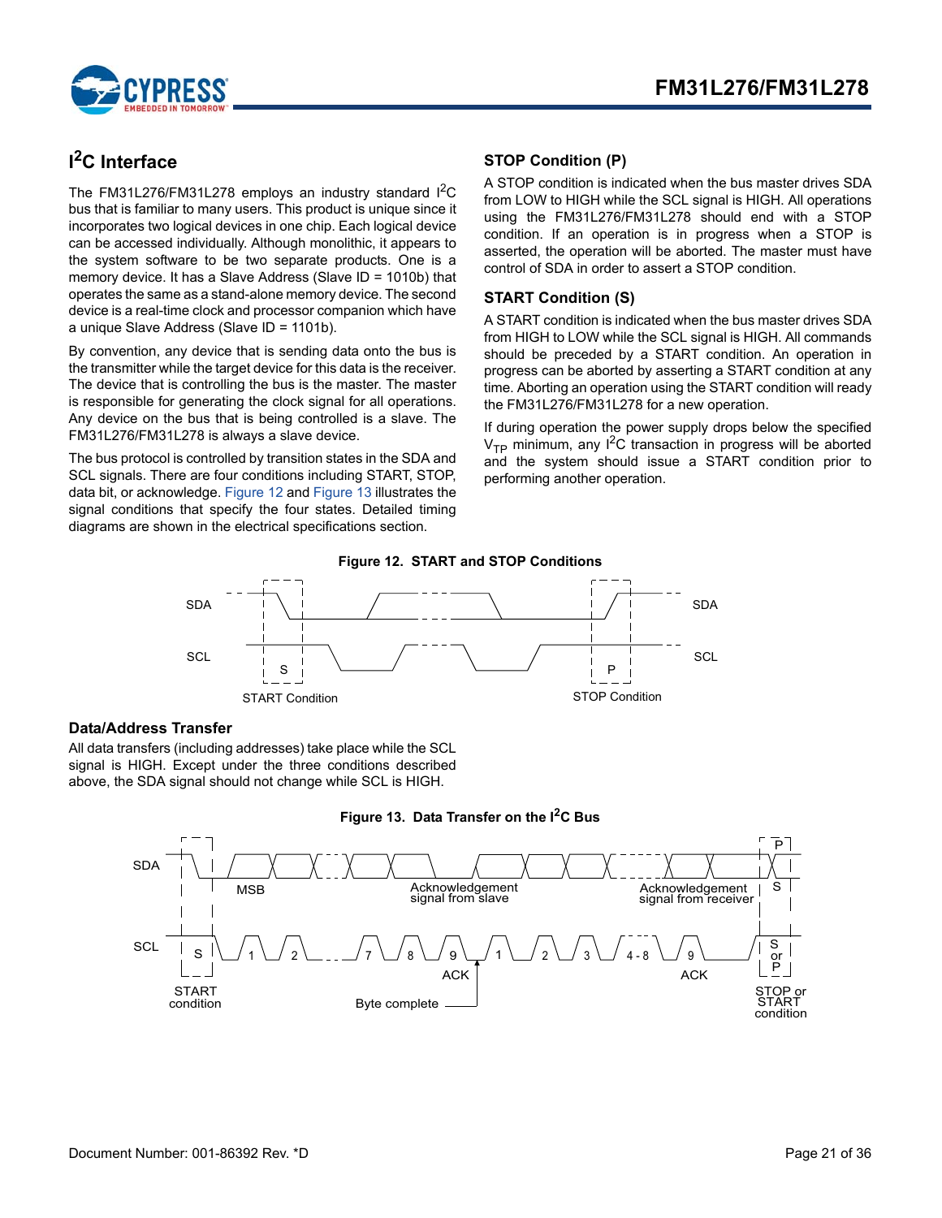## $I^2C$ Interface

The FM31L276/FM31L278 employs an industry standard $I^2C$ bus that is familiar to many users. This product is unique since it incorporates two logical devices in one chip. Each logical device can be accessed individually. Although monolithic, it appears to the system software to be two separate products. One is a memory device. It has a Slave Address (Slave ID = 1010b) that operates the same as a stand-alone memory device. The second device is a real-time clock and processor companion which have a unique Slave Address (Slave ID = 1101b).

By convention, any device that is sending data onto the bus is the transmitter while the target device for this data is the receiver. The device that is controlling the bus is the master. The master is responsible for generating the clock signal for all operations. Any device on the bus that is being controlled is a slave. The FM31L276/FM31L278 is always a slave device.

The bus protocol is controlled by transition states in the SDA and SCL signals. There are four conditions including START, STOP, data bit, or acknowledge. Figure 12 and Figure 13 illustrates the signal conditions that specify the four states. Detailed timing diagrams are shown in the electrical specifications section.

### STOP Condition (P)

A STOP condition is indicated when the bus master drives SDA from LOW to HIGH while the SCL signal is HIGH. All operations using the FM31L276/FM31L278 should end with a STOP condition. If an operation is in progress when a STOP is asserted, the operation will be aborted. The master must have control of SDA in order to assert a STOP condition.

### START Condition (S)

A START condition is indicated when the bus master drives SDA from HIGH to LOW while the SCL signal is HIGH. All commands should be preceded by a START condition. An operation in progress can be aborted by asserting a START condition at any time. Aborting an operation using the START condition will ready the FM31L276/FM31L278 for a new operation.

If during operation the power supply drops below the specified $V_{TP}$ minimum, any $I^2C$ transaction in progress will be aborted and the system should issue a START condition prior to performing another operation.

**Figure 12. START and STOP Conditions**

### Data/Address Transfer

All data transfers (including addresses) take place while the SCL signal is HIGH. Except under the three conditions described above, the SDA signal should not change while SCL is HIGH.

**Figure 13. Data Transfer on the $I^2C$ Bus**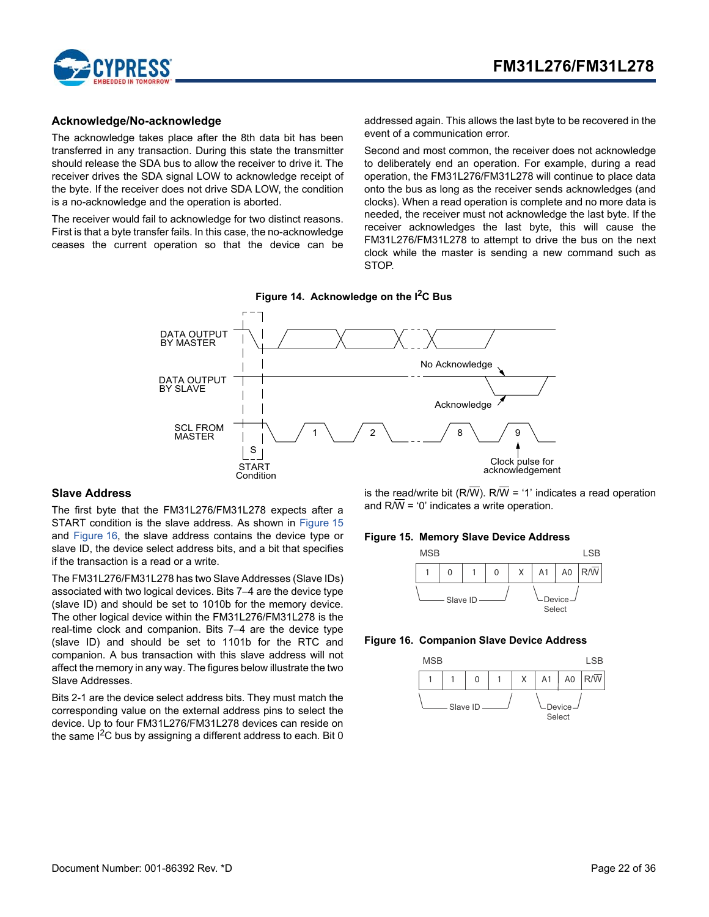### Acknowledge/No-acknowledge

The acknowledge takes place after the 8th data bit has been transferred in any transaction. During this state the transmitter should release the SDA bus to allow the receiver to drive it. The receiver drives the SDA signal LOW to acknowledge receipt of the byte. If the receiver does not drive SDA LOW, the condition is a no-acknowledge and the operation is aborted.

The receiver would fail to acknowledge for two distinct reasons. First is that a byte transfer fails. In this case, the no-acknowledge ceases the current operation so that the device can be addressed again. This allows the last byte to be recovered in the event of a communication error.

Second and most common, the receiver does not acknowledge to deliberately end an operation. For example, during a read operation, the FM31L276/FM31L278 will continue to place data onto the bus as long as the receiver sends acknowledges (and clocks). When a read operation is complete and no more data is needed, the receiver must not acknowledge the last byte. If the receiver acknowledges the last byte, this will cause the FM31L276/FM31L278 to attempt to drive the bus on the next clock while the master is sending a new command such as STOP.

**Figure 14. Acknowledge on the I²C Bus**

DATA OUTPUT BY MASTER
DATA OUTPUT BY SLAVE
SCL FROM MASTER
No Acknowledge
Acknowledge
S
START Condition
1 2 8 9
Clock pulse for acknowledgement

### Slave Address

The first byte that the FM31L276/FM31L278 expects after a START condition is the slave address. As shown in Figure 15 and Figure 16, the slave address contains the device type or slave ID, the device select address bits, and a bit that specifies if the transaction is a read or a write.

The FM31L276/FM31L278 has two Slave Addresses (Slave IDs) associated with two logical devices. Bits 7–4 are the device type (slave ID) and should be set to 1010b for the memory device. The other logical device within the FM31L276/FM31L278 is the real-time clock and companion. Bits 7–4 are the device type (slave ID) and should be set to 1101b for the RTC and companion. A bus transaction with this slave address will not affect the memory in any way. The figures below illustrate the two Slave Addresses.

Bits 2-1 are the device select address bits. They must match the corresponding value on the external address pins to select the device. Up to four FM31L276/FM31L278 devices can reside on the same I²C bus by assigning a different address to each. Bit 0 is the read/write bit (R/W̅). R/W̅ = '1' indicates a read operation and R/W̅ = '0' indicates a write operation.

**Figure 15. Memory Slave Device Address**

| MSB | | | | | | | LSB |
|---|---|---|---|---|---|---|---|
| 1 | 0 | 1 | 0 | X | A1 | A0 | R/W̅ |
| Slave ID | | | | | Device Select | | |

**Figure 16. Companion Slave Device Address**

| MSB | | | | | | | LSB |
|---|---|---|---|---|---|---|---|
| 1 | 1 | 0 | 1 | X | A1 | A0 | R/W̅ |
| Slave ID | | | | | Device Select | | |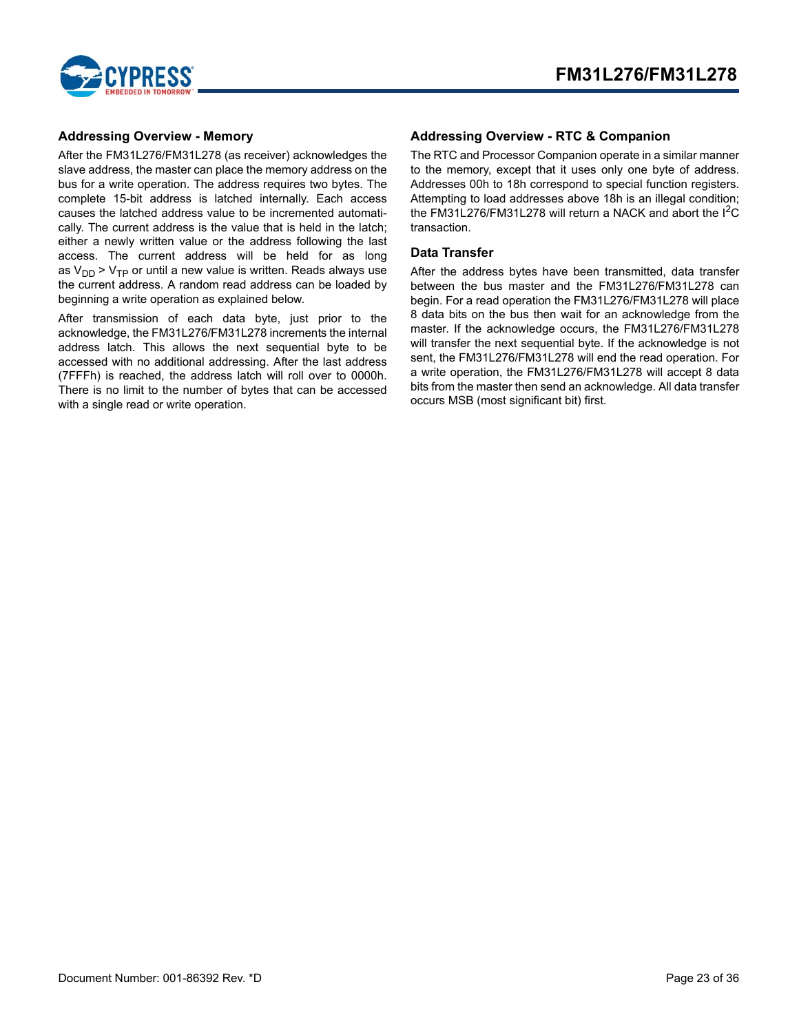## Addressing Overview - Memory

After the FM31L276/FM31L278 (as receiver) acknowledges the slave address, the master can place the memory address on the bus for a write operation. The address requires two bytes. The complete 15-bit address is latched internally. Each access causes the latched address value to be incremented automatically. The current address is the value that is held in the latch; either a newly written value or the address following the last access. The current address will be held for as long as $V_{DD} > V_{TP}$ or until a new value is written. Reads always use the current address. A random read address can be loaded by beginning a write operation as explained below.

After transmission of each data byte, just prior to the acknowledge, the FM31L276/FM31L278 increments the internal address latch. This allows the next sequential byte to be accessed with no additional addressing. After the last address (7FFFh) is reached, the address latch will roll over to 0000h. There is no limit to the number of bytes that can be accessed with a single read or write operation.

## Addressing Overview - RTC & Companion

The RTC and Processor Companion operate in a similar manner to the memory, except that it uses only one byte of address. Addresses 00h to 18h correspond to special function registers. Attempting to load addresses above 18h is an illegal condition; the FM31L276/FM31L278 will return a NACK and abort the $I^2C$ transaction.

## Data Transfer

After the address bytes have been transmitted, data transfer between the bus master and the FM31L276/FM31L278 can begin. For a read operation the FM31L276/FM31L278 will place 8 data bits on the bus then wait for an acknowledge from the master. If the acknowledge occurs, the FM31L276/FM31L278 will transfer the next sequential byte. If the acknowledge is not sent, the FM31L276/FM31L278 will end the read operation. For a write operation, the FM31L276/FM31L278 will accept 8 data bits from the master then send an acknowledge. All data transfer occurs MSB (most significant bit) first.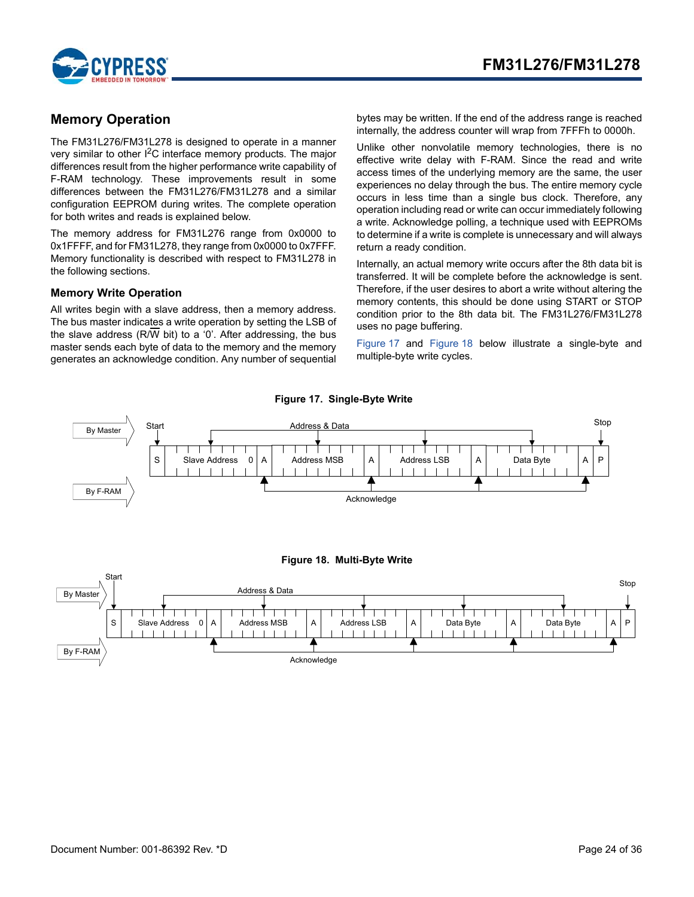## Memory Operation

The FM31L276/FM31L278 is designed to operate in a manner very similar to other I$^2$C interface memory products. The major differences result from the higher performance write capability of F-RAM technology. These improvements result in some differences between the FM31L276/FM31L278 and a similar configuration EEPROM during writes. The complete operation for both writes and reads is explained below.

The memory address for FM31L276 range from 0x0000 to 0x1FFFF, and for FM31L278, they range from 0x0000 to 0x7FFF. Memory functionality is described with respect to FM31L278 in the following sections.

### Memory Write Operation

All writes begin with a slave address, then a memory address. The bus master indicates a write operation by setting the LSB of the slave address (R/$\overline{W}$ bit) to a '0'. After addressing, the bus master sends each byte of data to the memory and the memory generates an acknowledge condition. Any number of sequential bytes may be written. If the end of the address range is reached internally, the address counter will wrap from 7FFFh to 0000h.

Unlike other nonvolatile memory technologies, there is no effective write delay with F-RAM. Since the read and write access times of the underlying memory are the same, the user experiences no delay through the bus. The entire memory cycle occurs in less time than a single bus clock. Therefore, any operation including read or write can occur immediately following a write. Acknowledge polling, a technique used with EEPROMs to determine if a write is complete is unnecessary and will always return a ready condition.

Internally, an actual memory write occurs after the 8th data bit is transferred. It will be complete before the acknowledge is sent. Therefore, if the user desires to abort a write without altering the memory contents, this should be done using START or STOP condition prior to the 8th data bit. The FM31L276/FM31L278 uses no page buffering.

Figure 17 and Figure 18 below illustrate a single-byte and multiple-byte write cycles.

**Figure 17. Single-Byte Write**

**Figure 18. Multi-Byte Write**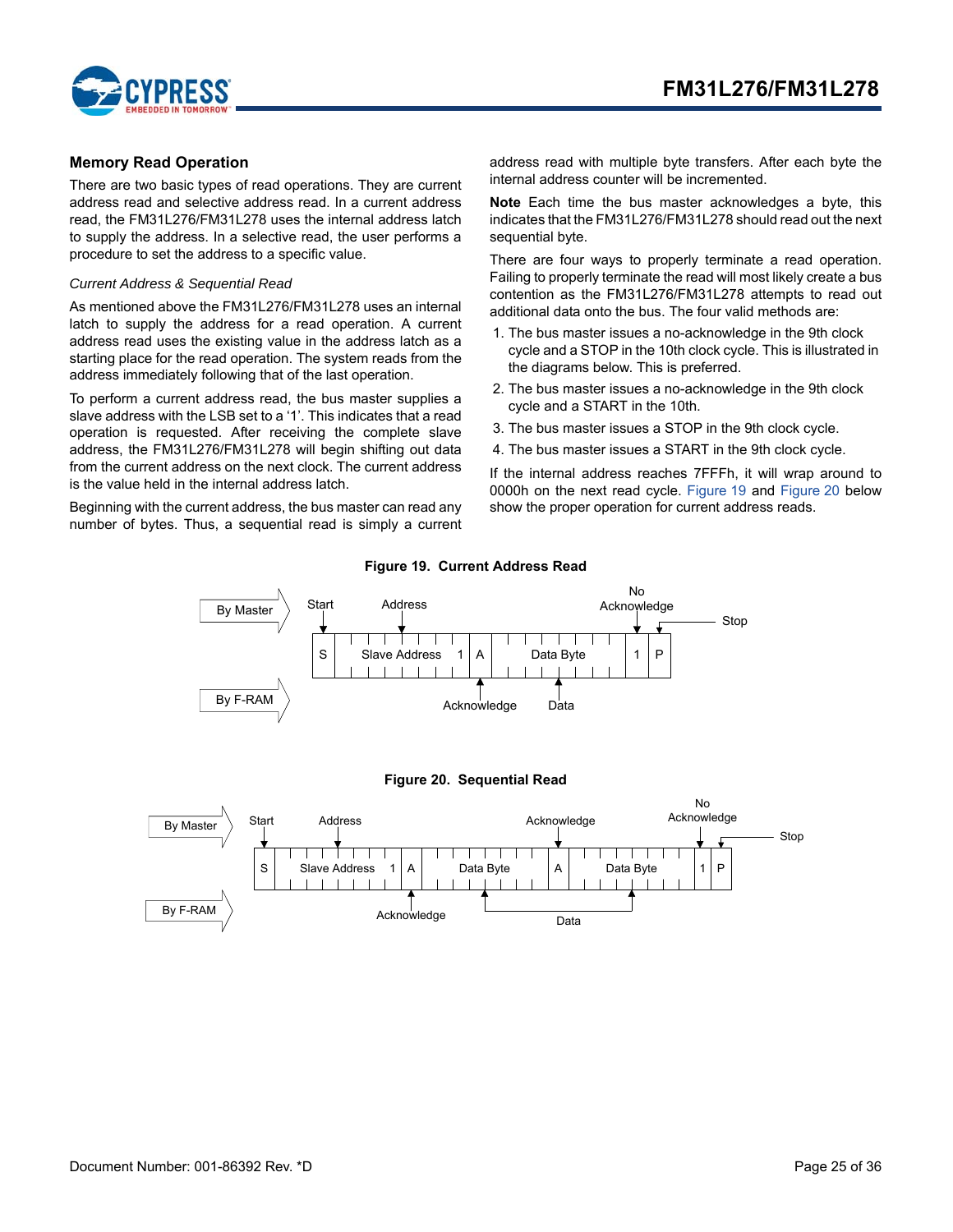## Memory Read Operation

There are two basic types of read operations. They are current address read and selective address read. In a current address read, the FM31L276/FM31L278 uses the internal address latch to supply the address. In a selective read, the user performs a procedure to set the address to a specific value.

*Current Address & Sequential Read*

As mentioned above the FM31L276/FM31L278 uses an internal latch to supply the address for a read operation. A current address read uses the existing value in the address latch as a starting place for the read operation. The system reads from the address immediately following that of the last operation.

To perform a current address read, the bus master supplies a slave address with the LSB set to a '1'. This indicates that a read operation is requested. After receiving the complete slave address, the FM31L276/FM31L278 will begin shifting out data from the current address on the next clock. The current address is the value held in the internal address latch.

Beginning with the current address, the bus master can read any number of bytes. Thus, a sequential read is simply a current address read with multiple byte transfers. After each byte the internal address counter will be incremented.

**Note** Each time the bus master acknowledges a byte, this indicates that the FM31L276/FM31L278 should read out the next sequential byte.

There are four ways to properly terminate a read operation. Failing to properly terminate the read will most likely create a bus contention as the FM31L276/FM31L278 attempts to read out additional data onto the bus. The four valid methods are:

1. The bus master issues a no-acknowledge in the 9th clock cycle and a STOP in the 10th clock cycle. This is illustrated in the diagrams below. This is preferred.
2. The bus master issues a no-acknowledge in the 9th clock cycle and a START in the 10th.
3. The bus master issues a STOP in the 9th clock cycle.
4. The bus master issues a START in the 9th clock cycle.

If the internal address reaches 7FFFh, it will wrap around to 0000h on the next read cycle. Figure 19 and Figure 20 below show the proper operation for current address reads.

**Figure 19. Current Address Read**

**Figure 20. Sequential Read**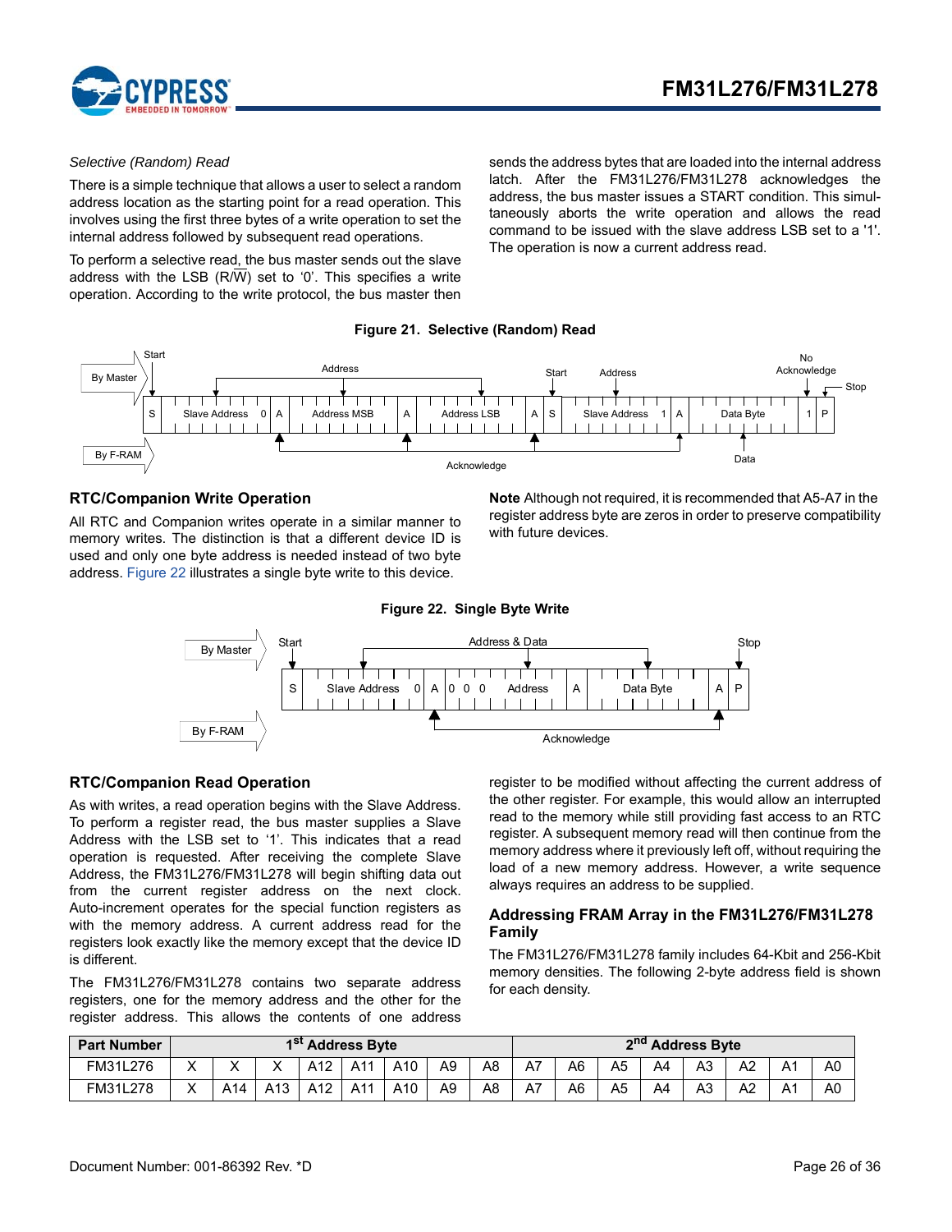*Selective (Random) Read*

There is a simple technique that allows a user to select a random address location as the starting point for a read operation. This involves using the first three bytes of a write operation to set the internal address followed by subsequent read operations.

To perform a selective read, the bus master sends out the slave address with the LSB (R/W) set to '0'. This specifies a write operation. According to the write protocol, the bus master then sends the address bytes that are loaded into the internal address latch. After the FM31L276/FM31L278 acknowledges the address, the bus master issues a START condition. This simultaneously aborts the write operation and allows the read command to be issued with the slave address LSB set to a '1'. The operation is now a current address read.

**Figure 21. Selective (Random) Read**

## RTC/Companion Write Operation

All RTC and Companion writes operate in a similar manner to memory writes. The distinction is that a different device ID is used and only one byte address is needed instead of two byte address. Figure 22 illustrates a single byte write to this device.

**Note** Although not required, it is recommended that A5-A7 in the register address byte are zeros in order to preserve compatibility with future devices.

**Figure 22. Single Byte Write**

## RTC/Companion Read Operation

As with writes, a read operation begins with the Slave Address. To perform a register read, the bus master supplies a Slave Address with the LSB set to '1'. This indicates that a read operation is requested. After receiving the complete Slave Address, the FM31L276/FM31L278 will begin shifting data out from the current register address on the next clock. Auto-increment operates for the special function registers as with the memory address. A current address read for the registers look exactly like the memory except that the device ID is different.

The FM31L276/FM31L278 contains two separate address registers, one for the memory address and the other for the register address. This allows the contents of one address register to be modified without affecting the current address of the other register. For example, this would allow an interrupted read to the memory while still providing fast access to an RTC register. A subsequent memory read will then continue from the memory address where it previously left off, without requiring the load of a new memory address. However, a write sequence always requires an address to be supplied.

## Addressing FRAM Array in the FM31L276/FM31L278 Family

The FM31L276/FM31L278 family includes 64-Kbit and 256-Kbit memory densities. The following 2-byte address field is shown for each density.

| Part Number | 1st Address Byte | | | | | | | | 2nd Address Byte | | | | | | | |
|---|---|---|---|---|---|---|---|---|---|---|---|---|---|---|---|---|
| FM31L276 | X | X | X | A12 | A11 | A10 | A9 | A8 | A7 | A6 | A5 | A4 | A3 | A2 | A1 | A0 |
| FM31L278 | X | A14 | A13 | A12 | A11 | A10 | A9 | A8 | A7 | A6 | A5 | A4 | A3 | A2 | A1 | A0 |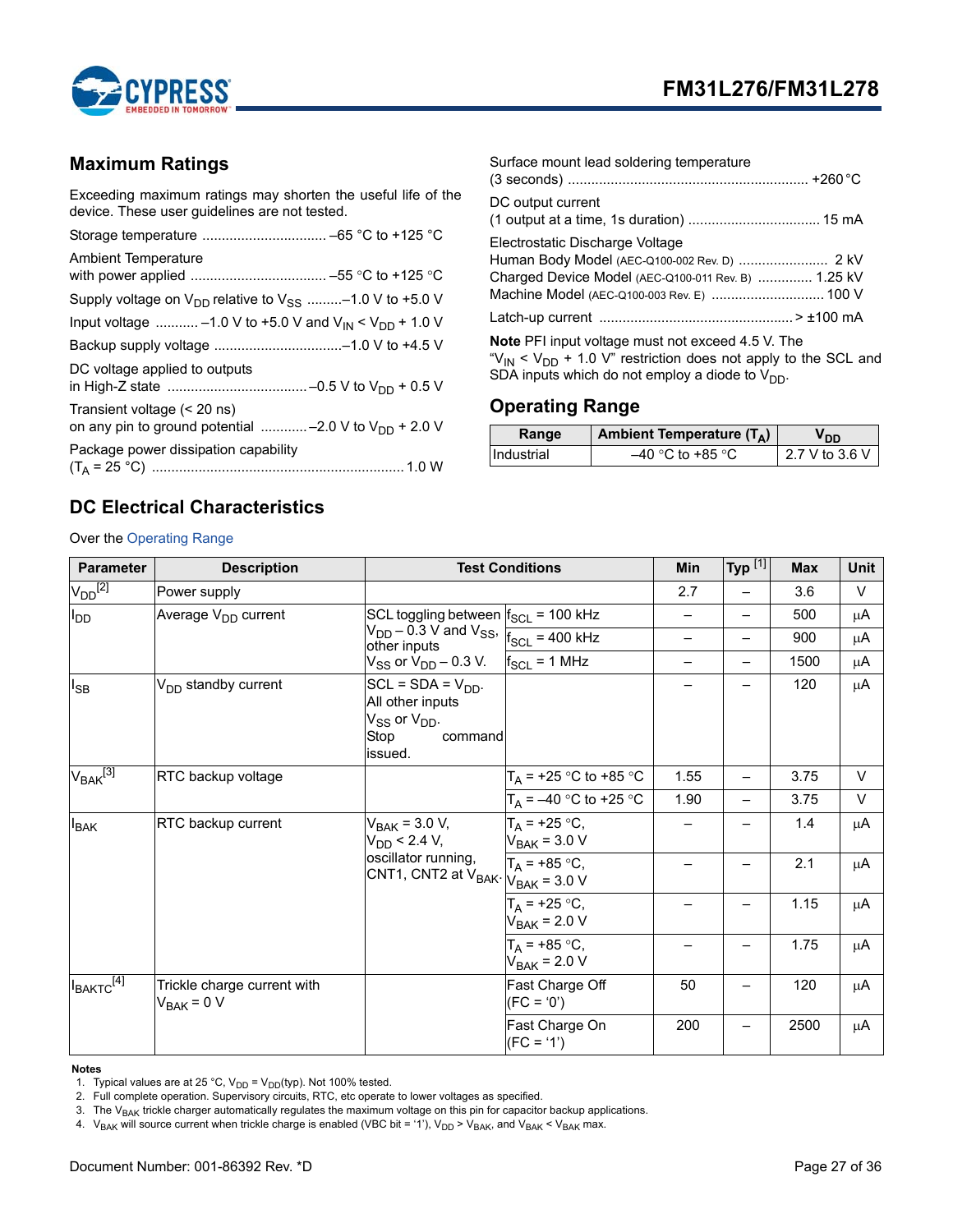## Maximum Ratings

Exceeding maximum ratings may shorten the useful life of the device. These user guidelines are not tested.

Storage temperature ................................ –65 °C to +125 °C

Ambient Temperature
with power applied ................................... –55 °C to +125 °C

Supply voltage on $V_{DD}$ relative to $V_{SS}$ .........–1.0 V to +5.0 V

Input voltage ........... –1.0 V to +5.0 V and $V_{IN} < V_{DD} + 1.0$ V

Backup supply voltage .................................–1.0 V to +4.5 V

DC voltage applied to outputs
in High-Z state .................................... –0.5 V to $V_{DD}$ + 0.5 V

Transient voltage (< 20 ns)
on any pin to ground potential ............ –2.0 V to $V_{DD}$ + 2.0 V

Package power dissipation capability
($T_A$ = 25 °C) ................................................................ 1.0 W

Surface mount lead soldering temperature
(3 seconds) ............................................................ +260 °C

DC output current
(1 output at a time, 1s duration) ................................. 15 mA

Electrostatic Discharge Voltage
Human Body Model (AEC-Q100-002 Rev. D) ....................... 2 kV
Charged Device Model (AEC-Q100-011 Rev. B) ............. 1.25 kV
Machine Model (AEC-Q100-003 Rev. E) ............................ 100 V

Latch-up current ................................................ > ±100 mA

**Note** PFI input voltage must not exceed 4.5 V. The "$V_{IN} < V_{DD} + 1.0$ V" restriction does not apply to the SCL and SDA inputs which do not employ a diode to $V_{DD}$.

## Operating Range

| Range | Ambient Temperature ($T_A$) | $V_{DD}$ |
|---|---|---|
| Industrial | –40 °C to +85 °C | 2.7 V to 3.6 V |

## DC Electrical Characteristics

Over the Operating Range

| Parameter | Description | Test Conditions | | Min | Typ [1] | Max | Unit |
|---|---|---|---|---|---|---|---|
| $V_{DD}$ [2] | Power supply | | | 2.7 | – | 3.6 | V |
| $I_{DD}$ | Average $V_{DD}$ current | SCL toggling between $V_{DD}$ – 0.3 V and $V_{SS}$, other inputs $V_{SS}$ or $V_{DD}$ – 0.3 V. | $f_{SCL}$ = 100 kHz | – | – | 500 | µA |
| | | | $f_{SCL}$ = 400 kHz | – | – | 900 | µA |
| | | | $f_{SCL}$ = 1 MHz | – | – | 1500 | µA |
| $I_{SB}$ | $V_{DD}$ standby current | SCL = SDA = $V_{DD}$. All other inputs $V_{SS}$ or $V_{DD}$. Stop command issued. | | – | – | 120 | µA |
| $V_{BAK}$ [3] | RTC backup voltage | | $T_A$ = +25 °C to +85 °C | 1.55 | – | 3.75 | V |
| | | | $T_A$ = –40 °C to +25 °C | 1.90 | – | 3.75 | V |
| $I_{BAK}$ | RTC backup current | $V_{BAK}$ = 3.0 V, $V_{DD}$ < 2.4 V, oscillator running, CNT1, CNT2 at $V_{BAK}$. | $T_A$ = +25 °C, $V_{BAK}$ = 3.0 V | – | – | 1.4 | µA |
| | | | $T_A$ = +85 °C, $V_{BAK}$ = 3.0 V | – | – | 2.1 | µA |
| | | | $T_A$ = +25 °C, $V_{BAK}$ = 2.0 V | – | – | 1.15 | µA |
| | | | $T_A$ = +85 °C, $V_{BAK}$ = 2.0 V | – | – | 1.75 | µA |
| $I_{BAKTC}$ [4] | Trickle charge current with $V_{BAK}$ = 0 V | | Fast Charge Off (FC = '0') | 50 | – | 120 | µA |
| | | | Fast Charge On (FC = '1') | 200 | – | 2500 | µA |

**Notes**
1. Typical values are at 25 °C, $V_{DD} = V_{DD}$(typ). Not 100% tested.
2. Full complete operation. Supervisory circuits, RTC, etc operate to lower voltages as specified.
3. The $V_{BAK}$ trickle charger automatically regulates the maximum voltage on this pin for capacitor backup applications.
4. $V_{BAK}$ will source current when trickle charge is enabled (VBC bit = '1'), $V_{DD} > V_{BAK}$, and $V_{BAK} < V_{BAK}$ max.

Document Number: 001-86392 Rev. *D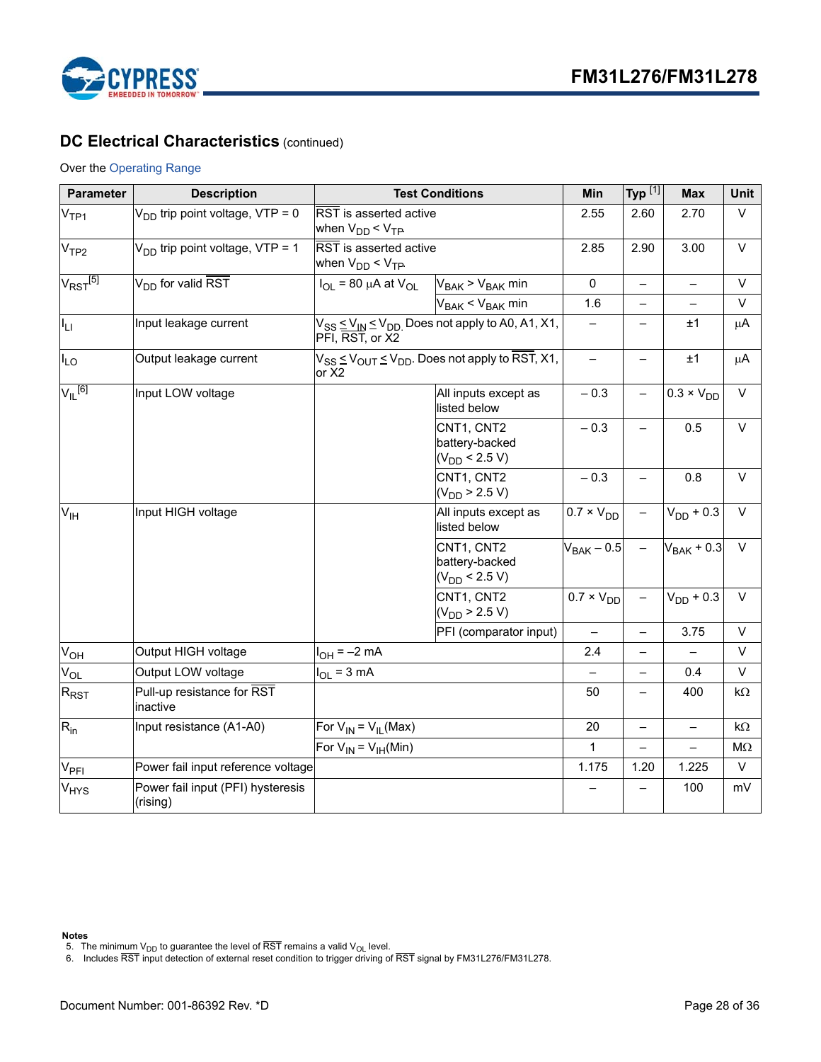## DC Electrical Characteristics (continued)

Over the Operating Range

| Parameter | Description | Test Conditions | | Min | Typ [1] | Max | Unit |
|---|---|---|---|---|---|---|---|
| $V_{TP1}$ | $V_{DD}$ trip point voltage, VTP = 0 | $\overline{RST}$ is asserted active when $V_{DD} < V_{TP}$ | | 2.55 | 2.60 | 2.70 | V |
| $V_{TP2}$ | $V_{DD}$ trip point voltage, VTP = 1 | $\overline{RST}$ is asserted active when $V_{DD} < V_{TP}$ | | 2.85 | 2.90 | 3.00 | V |
| $V_{RST}$ [5] | $V_{DD}$ for valid $\overline{RST}$ | $I_{OL}$ = 80 µA at $V_{OL}$ | $V_{BAK} > V_{BAK}$ min | 0 | – | – | V |
| | | | $V_{BAK} < V_{BAK}$ min | 1.6 | – | – | V |
| $I_{LI}$ | Input leakage current | $V_{SS} \le V_{IN} \le V_{DD}$. Does not apply to A0, A1, X1, PFI, $\overline{RST}$, or X2 | | – | – | ±1 | µA |
| $I_{LO}$ | Output leakage current | $V_{SS} \le V_{OUT} \le V_{DD}$. Does not apply to $\overline{RST}$, X1, or X2 | | – | – | ±1 | µA |
| $V_{IL}$ [6] | Input LOW voltage | | All inputs except as listed below | – 0.3 | – | 0.3 × $V_{DD}$ | V |
| | | | CNT1, CNT2 battery-backed ($V_{DD}$ < 2.5 V) | – 0.3 | – | 0.5 | V |
| | | | CNT1, CNT2 ($V_{DD}$ > 2.5 V) | – 0.3 | – | 0.8 | V |
| $V_{IH}$ | Input HIGH voltage | | All inputs except as listed below | 0.7 × $V_{DD}$ | – | $V_{DD}$ + 0.3 | V |
| | | | CNT1, CNT2 battery-backed ($V_{DD}$ < 2.5 V) | $V_{BAK}$ – 0.5 | – | $V_{BAK}$ + 0.3 | V |
| | | | CNT1, CNT2 ($V_{DD}$ > 2.5 V) | 0.7 × $V_{DD}$ | – | $V_{DD}$ + 0.3 | V |
| | | | PFI (comparator input) | – | – | 3.75 | V |
| $V_{OH}$ | Output HIGH voltage | $I_{OH}$ = –2 mA | | 2.4 | – | – | V |
| $V_{OL}$ | Output LOW voltage | $I_{OL}$ = 3 mA | | – | – | 0.4 | V |
| $R_{RST}$ | Pull-up resistance for $\overline{RST}$ inactive | | | 50 | – | 400 | kΩ |
| $R_{in}$ | Input resistance (A1-A0) | For $V_{IN} = V_{IL}$(Max) | | 20 | – | – | kΩ |
| | | For $V_{IN} = V_{IH}$(Min) | | 1 | – | – | MΩ |
| $V_{PFI}$ | Power fail input reference voltage | | | 1.175 | 1.20 | 1.225 | V |
| $V_{HYS}$ | Power fail input (PFI) hysteresis (rising) | | | – | – | 100 | mV |

**Notes**
5. The minimum $V_{DD}$ to guarantee the level of $\overline{RST}$ remains a valid $V_{OL}$ level.
6. Includes $\overline{RST}$ input detection of external reset condition to trigger driving of $\overline{RST}$ signal by FM31L276/FM31L278.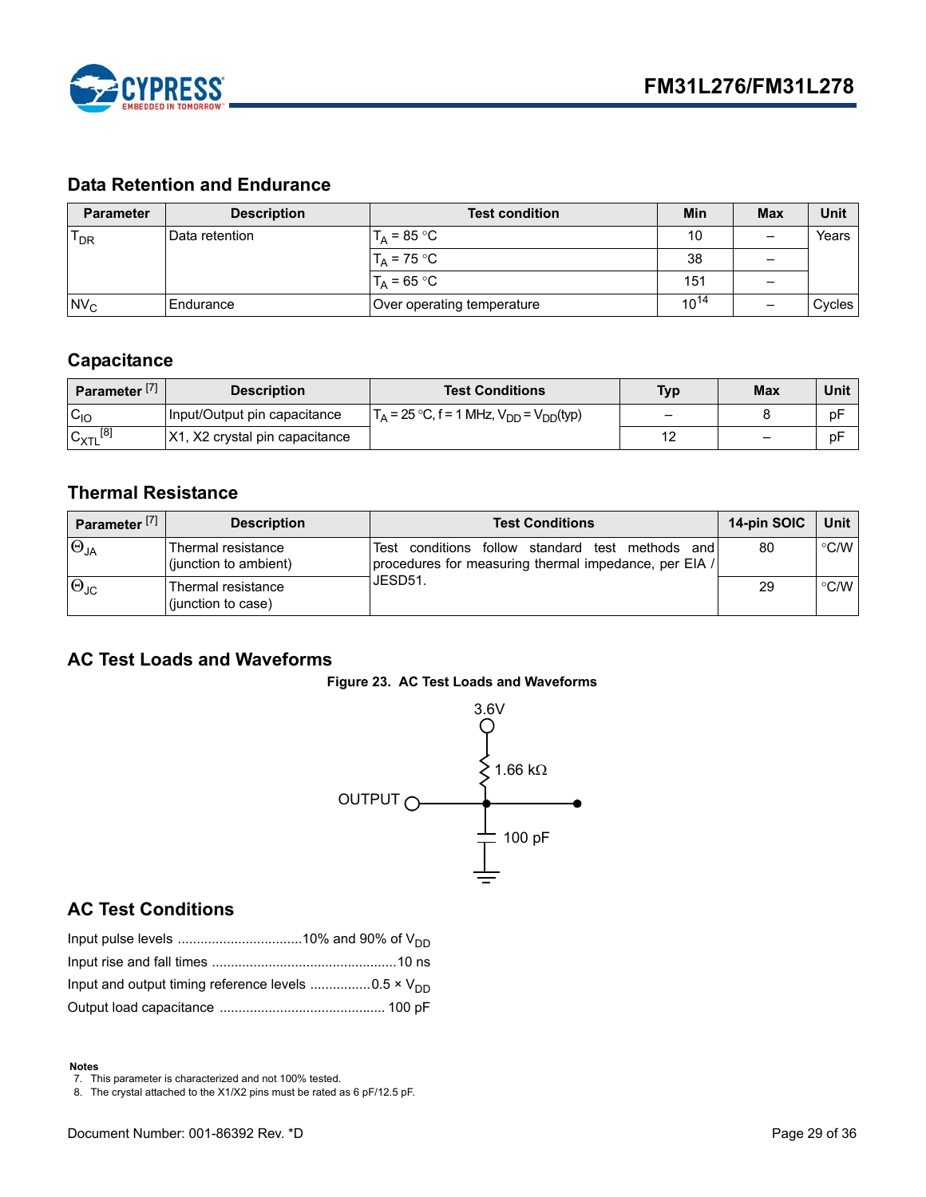## Data Retention and Endurance

| Parameter | Description | Test condition | Min | Max | Unit |
|---|---|---|---|---|---|
| $T_{DR}$ | Data retention | $T_A$ = 85 °C | 10 | – | Years |
| | | $T_A$ = 75 °C | 38 | – | |
| | | $T_A$ = 65 °C | 151 | – | |
| $NV_C$ | Endurance | Over operating temperature | $10^{14}$ | – | Cycles |

## Capacitance

| Parameter [7] | Description | Test Conditions | Typ | Max | Unit |
|---|---|---|---|---|---|
| $C_{IO}$ | Input/Output pin capacitance | $T_A$ = 25 °C, f = 1 MHz, $V_{DD}$ = $V_{DD}$(typ) | – | 8 | pF |
| $C_{XTL}$ [8] | X1, X2 crystal pin capacitance | | 12 | – | pF |

## Thermal Resistance

| Parameter [7] | Description | Test Conditions | 14-pin SOIC | Unit |
|---|---|---|---|---|
| $\Theta_{JA}$ | Thermal resistance (junction to ambient) | Test conditions follow standard test methods and procedures for measuring thermal impedance, per EIA / JESD51. | 80 | °C/W |
| $\Theta_{JC}$ | Thermal resistance (junction to case) | | 29 | °C/W |

## AC Test Loads and Waveforms

**Figure 23. AC Test Loads and Waveforms**

3.6V

1.66 kΩ

OUTPUT

100 pF

## AC Test Conditions

Input pulse levels ................................10% and 90% of $V_{DD}$

Input rise and fall times ................................................10 ns

Input and output timing reference levels ................0.5 × $V_{DD}$

Output load capacitance ........................................... 100 pF

**Notes**

7. This parameter is characterized and not 100% tested.
8. The crystal attached to the X1/X2 pins must be rated as 6 pF/12.5 pF.

Document Number: 001-86392 Rev. *D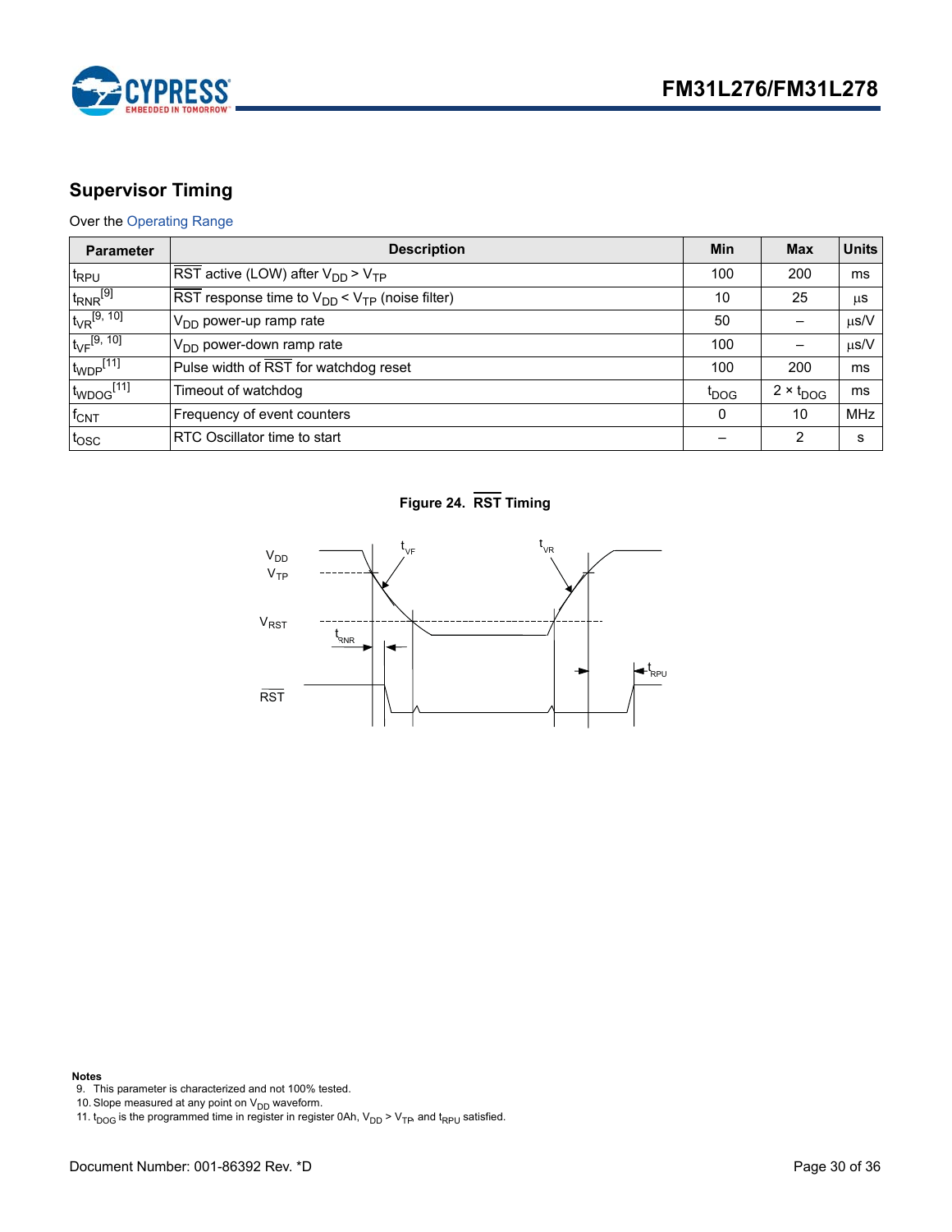## Supervisor Timing

Over the Operating Range

| Parameter | Description | Min | Max | Units |
|---|---|---|---|---|
| $t_{RPU}$ | $\overline{RST}$ active (LOW) after $V_{DD} > V_{TP}$ | 100 | 200 | ms |
| $t_{RNR}$ [9] | $\overline{RST}$ response time to $V_{DD} < V_{TP}$ (noise filter) | 10 | 25 | µs |
| $t_{VR}$ [9, 10] | $V_{DD}$ power-up ramp rate | 50 | – | µs/V |
| $t_{VF}$ [9, 10] | $V_{DD}$ power-down ramp rate | 100 | – | µs/V |
| $t_{WDP}$ [11] | Pulse width of $\overline{RST}$ for watchdog reset | 100 | 200 | ms |
| $t_{WDOG}$ [11] | Timeout of watchdog | $t_{DOG}$ | $2 \times t_{DOG}$ | ms |
| $f_{CNT}$ | Frequency of event counters | 0 | 10 | MHz |
| $t_{OSC}$ | RTC Oscillator time to start | – | 2 | s |

**Figure 24. $\overline{RST}$ Timing**

**Notes**

9. This parameter is characterized and not 100% tested.
10. Slope measured at any point on $V_{DD}$ waveform.
11. $t_{DOG}$ is the programmed time in register in register 0Ah, $V_{DD} > V_{TP}$, and $t_{RPU}$ satisfied.

Document Number: 001-86392 Rev. *D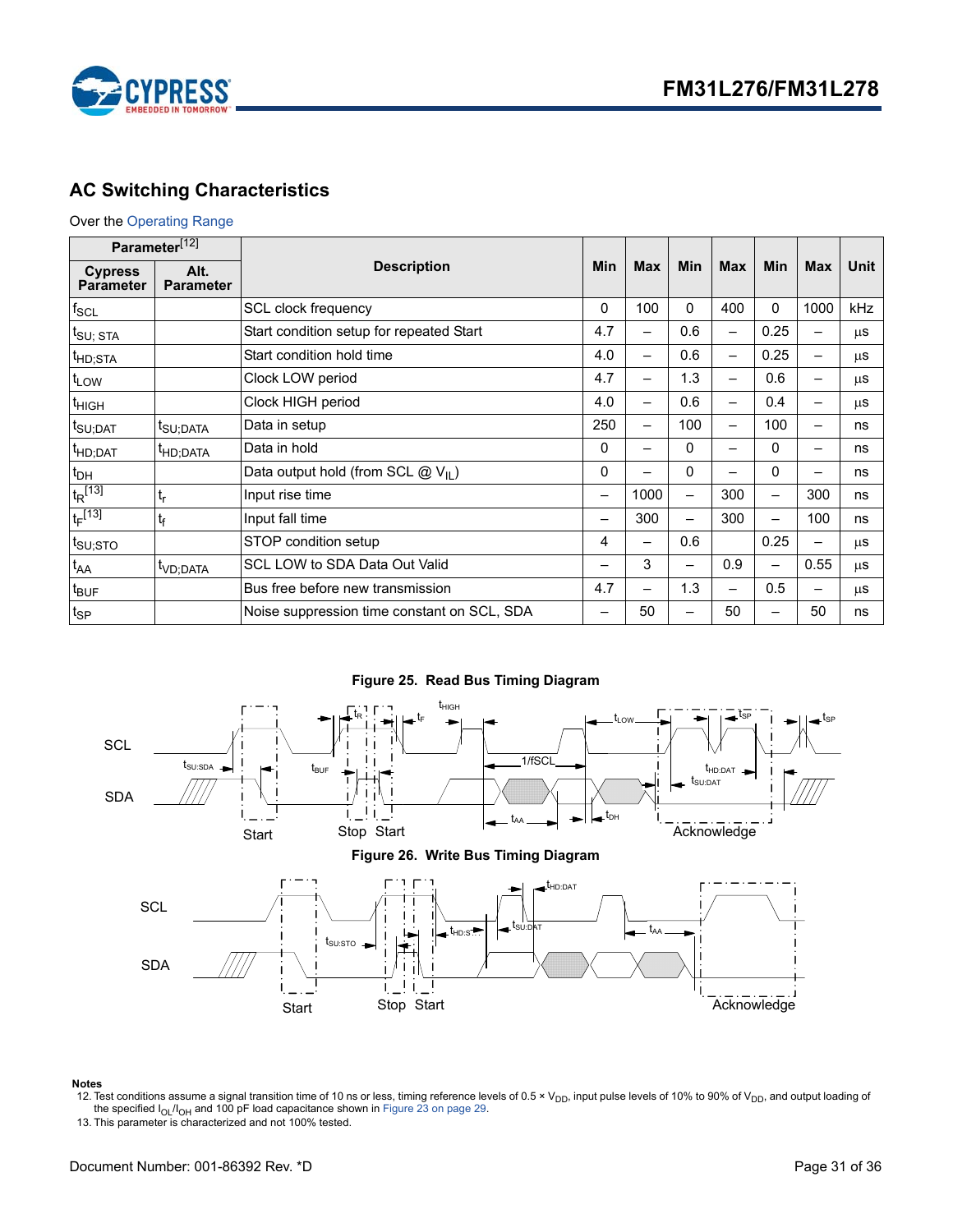## AC Switching Characteristics

Over the Operating Range

| Parameter[12] | | Description | Min | Max | Min | Max | Min | Max | Unit |
|---|---|---|---|---|---|---|---|---|---|
| Cypress Parameter | Alt. Parameter | | | | | | | | |
| $f_{SCL}$ | | SCL clock frequency | 0 | 100 | 0 | 400 | 0 | 1000 | kHz |
| $t_{SU;\,STA}$ | | Start condition setup for repeated Start | 4.7 | – | 0.6 | – | 0.25 | – | µs |
| $t_{HD;STA}$ | | Start condition hold time | 4.0 | – | 0.6 | – | 0.25 | – | µs |
| $t_{LOW}$ | | Clock LOW period | 4.7 | – | 1.3 | – | 0.6 | – | µs |
| $t_{HIGH}$ | | Clock HIGH period | 4.0 | – | 0.6 | – | 0.4 | – | µs |
| $t_{SU;DAT}$ | $t_{SU;DATA}$ | Data in setup | 250 | – | 100 | – | 100 | – | ns |
| $t_{HD;DAT}$ | $t_{HD;DATA}$ | Data in hold | 0 | – | 0 | – | 0 | – | ns |
| $t_{DH}$ | | Data output hold (from SCL @ $V_{IL}$) | 0 | – | 0 | – | 0 | – | ns |
| $t_R$[13] | $t_r$ | Input rise time | – | 1000 | – | 300 | – | 300 | ns |
| $t_F$[13] | $t_f$ | Input fall time | – | 300 | – | 300 | – | 100 | ns |
| $t_{SU;STO}$ | | STOP condition setup | 4 | – | 0.6 | | 0.25 | – | µs |
| $t_{AA}$ | $t_{VD;DATA}$ | SCL LOW to SDA Data Out Valid | – | 3 | – | 0.9 | – | 0.55 | µs |
| $t_{BUF}$ | | Bus free before new transmission | 4.7 | – | 1.3 | – | 0.5 | – | µs |
| $t_{SP}$ | | Noise suppression time constant on SCL, SDA | – | 50 | – | 50 | – | 50 | ns |

**Figure 25. Read Bus Timing Diagram**

**Figure 26. Write Bus Timing Diagram**

**Notes**

12. Test conditions assume a signal transition time of 10 ns or less, timing reference levels of 0.5 × $V_{DD}$, input pulse levels of 10% to 90% of $V_{DD}$, and output loading of the specified $I_{OL}/I_{OH}$ and 100 pF load capacitance shown in Figure 23 on page 29.
13. This parameter is characterized and not 100% tested.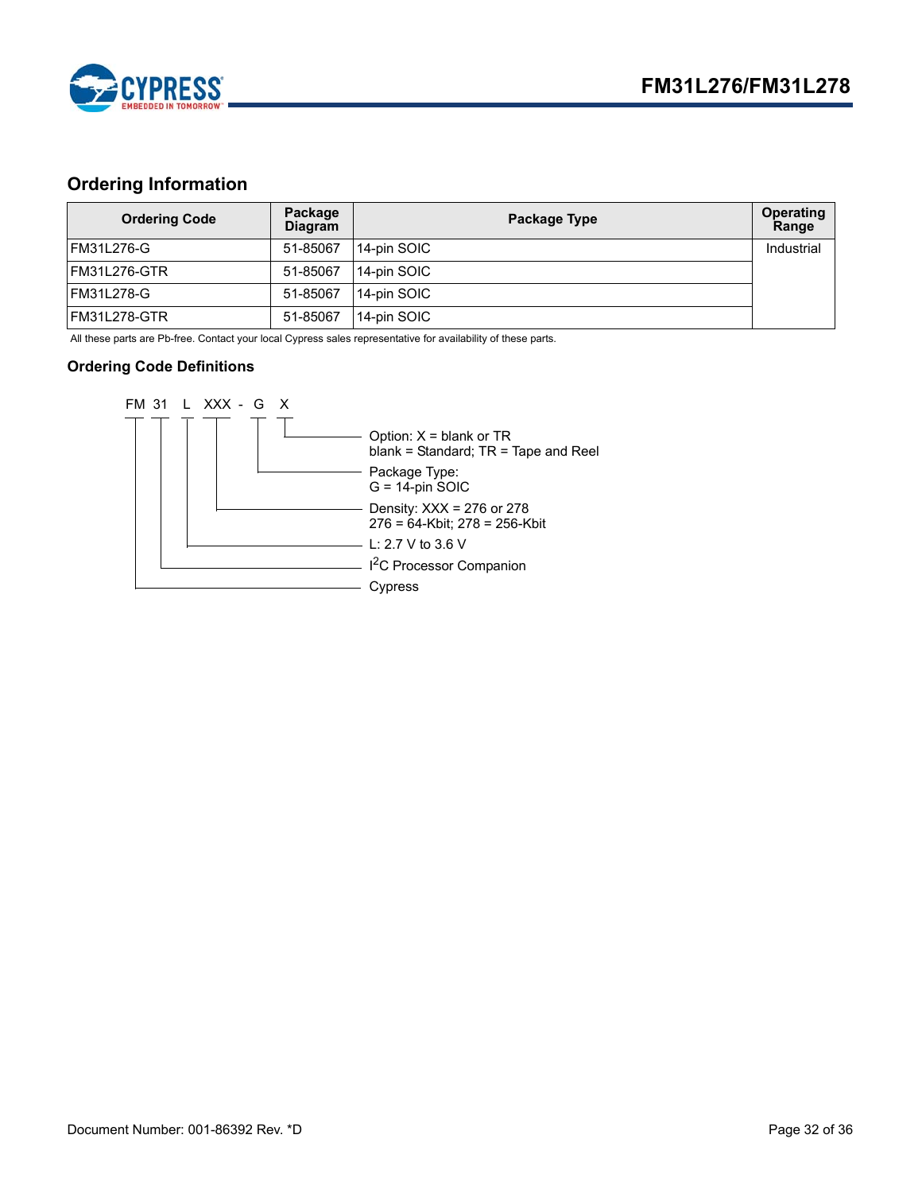## Ordering Information

| Ordering Code | Package Diagram | Package Type | Operating Range |
|---|---|---|---|
| FM31L276-G | 51-85067 | 14-pin SOIC | Industrial |
| FM31L276-GTR | 51-85067 | 14-pin SOIC | |
| FM31L278-G | 51-85067 | 14-pin SOIC | |
| FM31L278-GTR | 51-85067 | 14-pin SOIC | |

All these parts are Pb-free. Contact your local Cypress sales representative for availability of these parts.

### Ordering Code Definitions

FM 31 L XXX - G X

- Option: X = blank or TR
  blank = Standard; TR = Tape and Reel
- Package Type:
  G = 14-pin SOIC
- Density: XXX = 276 or 278
  276 = 64-Kbit; 278 = 256-Kbit
- L: 2.7 V to 3.6 V
- $I^2C$ Processor Companion
- Cypress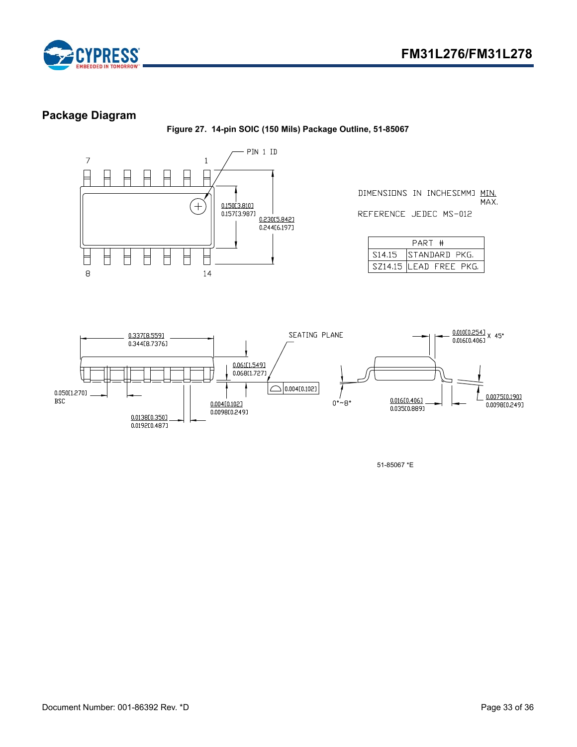## Package Diagram

**Figure 27. 14-pin SOIC (150 Mils) Package Outline, 51-85067**

DIMENSIONS IN INCHES[MM] MIN. MAX.

REFERENCE JEDEC MS-012

| PART # | |
|---|---|
| S14.15 | STANDARD PKG. |
| SZ14.15 | LEAD FREE PKG. |

PIN 1 ID

7 1 8 14

0.150[3.810] 0.157[3.987]

0.230[5.842] 0.244[6.197]

0.337[8.559] 0.344[8.7376]

SEATING PLANE

0.010[0.254] 0.016[0.406] X 45°

0.061[1.549] 0.068[1.727]

0.004[0.102]

0.050[1.270] BSC

0.004[0.102] 0.0098[0.249]

0.0138[0.350] 0.0192[0.487]

0°~8°

0.016[0.406] 0.035[0.889]

0.0075[0.190] 0.0098[0.249]

51-85067 *E

Document Number: 001-86392 Rev. *D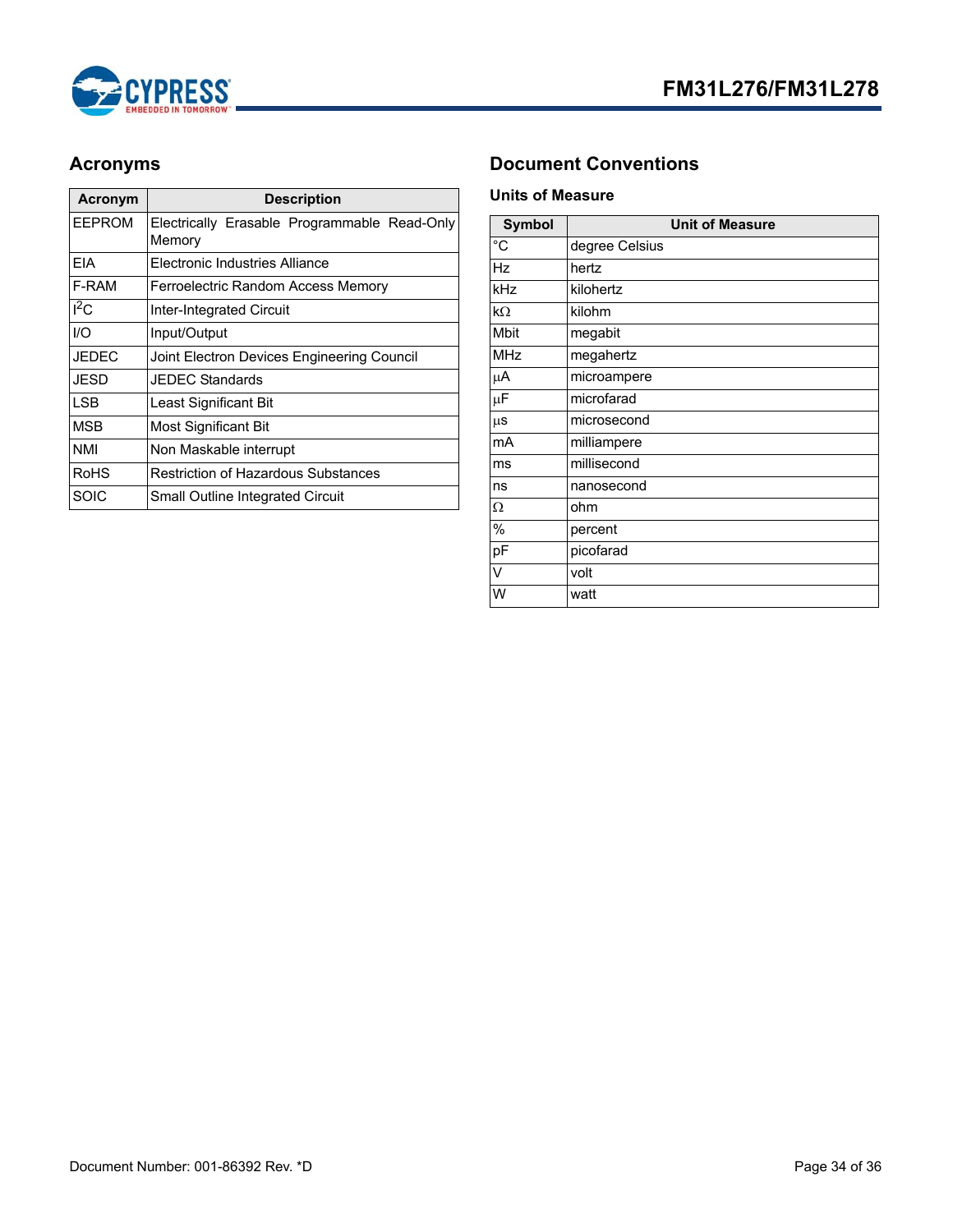## Acronyms

| Acronym | Description |
|---|---|
| EEPROM | Electrically Erasable Programmable Read-Only Memory |
| EIA | Electronic Industries Alliance |
| F-RAM | Ferroelectric Random Access Memory |
| $I^2C$ | Inter-Integrated Circuit |
| I/O | Input/Output |
| JEDEC | Joint Electron Devices Engineering Council |
| JESD | JEDEC Standards |
| LSB | Least Significant Bit |
| MSB | Most Significant Bit |
| NMI | Non Maskable interrupt |
| RoHS | Restriction of Hazardous Substances |
| SOIC | Small Outline Integrated Circuit |

## Document Conventions

### Units of Measure

| Symbol | Unit of Measure |
|---|---|
| °C | degree Celsius |
| Hz | hertz |
| kHz | kilohertz |
| kΩ | kilohm |
| Mbit | megabit |
| MHz | megahertz |
| µA | microampere |
| µF | microfarad |
| µs | microsecond |
| mA | milliampere |
| ms | millisecond |
| ns | nanosecond |
| Ω | ohm |
| % | percent |
| pF | picofarad |
| V | volt |
| W | watt |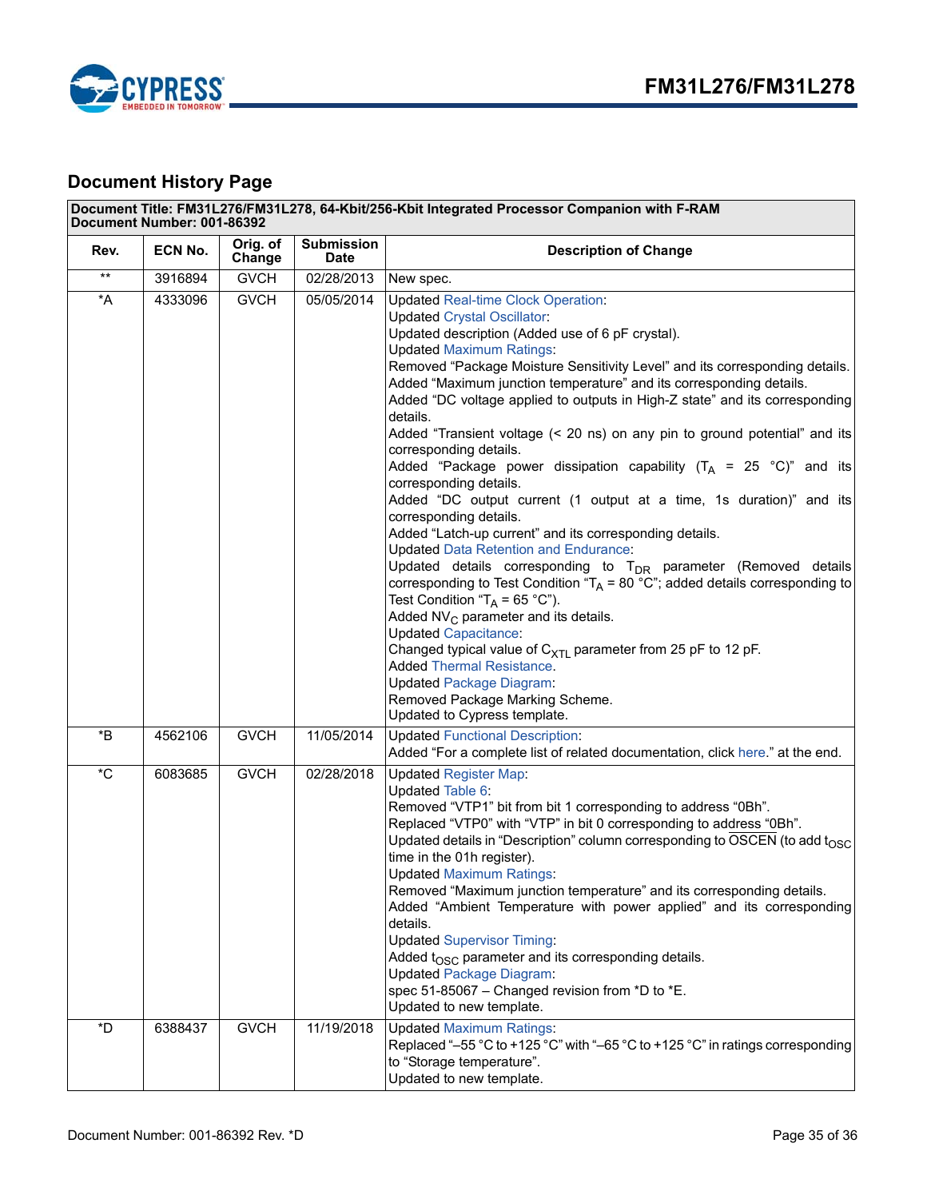## Document History Page

| Document Title: FM31L276/FM31L278, 64-Kbit/256-Kbit Integrated Processor Companion with F-RAM<br>Document Number: 001-86392 | | | | |
|---|---|---|---|---|
| **Rev.** | **ECN No.** | **Orig. of Change** | **Submission Date** | **Description of Change** |
| ** | 3916894 | GVCH | 02/28/2013 | New spec. |
| *A | 4333096 | GVCH | 05/05/2014 | Updated Real-time Clock Operation:<br>Updated Crystal Oscillator:<br>Updated description (Added use of 6 pF crystal).<br>Updated Maximum Ratings:<br>Removed "Package Moisture Sensitivity Level" and its corresponding details.<br>Added "Maximum junction temperature" and its corresponding details.<br>Added "DC voltage applied to outputs in High-Z state" and its corresponding details.<br>Added "Transient voltage (< 20 ns) on any pin to ground potential" and its corresponding details.<br>Added "Package power dissipation capability ($T_A$ = 25 °C)" and its corresponding details.<br>Added "DC output current (1 output at a time, 1s duration)" and its corresponding details.<br>Added "Latch-up current" and its corresponding details.<br>Updated Data Retention and Endurance:<br>Updated details corresponding to $T_{DR}$ parameter (Removed details corresponding to Test Condition "$T_A$ = 80 °C"; added details corresponding to Test Condition "$T_A$ = 65 °C").<br>Added $NV_C$ parameter and its details.<br>Updated Capacitance:<br>Changed typical value of $C_{XTL}$ parameter from 25 pF to 12 pF.<br>Added Thermal Resistance.<br>Updated Package Diagram:<br>Removed Package Marking Scheme.<br>Updated to Cypress template. |
| *B | 4562106 | GVCH | 11/05/2014 | Updated Functional Description:<br>Added "For a complete list of related documentation, click here." at the end. |
| *C | 6083685 | GVCH | 02/28/2018 | Updated Register Map:<br>Updated Table 6:<br>Removed "VTP1" bit from bit 1 corresponding to address "0Bh".<br>Replaced "VTP0" with "VTP" in bit 0 corresponding to address "0Bh".<br>Updated details in "Description" column corresponding to $\overline{\text{OSCEN}}$ (to add $t_{OSC}$ time in the 01h register).<br>Updated Maximum Ratings:<br>Removed "Maximum junction temperature" and its corresponding details.<br>Added "Ambient Temperature with power applied" and its corresponding details.<br>Updated Supervisor Timing:<br>Added $t_{OSC}$ parameter and its corresponding details.<br>Updated Package Diagram:<br>spec 51-85067 – Changed revision from *D to *E.<br>Updated to new template. |
| *D | 6388437 | GVCH | 11/19/2018 | Updated Maximum Ratings:<br>Replaced "–55 °C to +125 °C" with "–65 °C to +125 °C" in ratings corresponding to "Storage temperature".<br>Updated to new template. |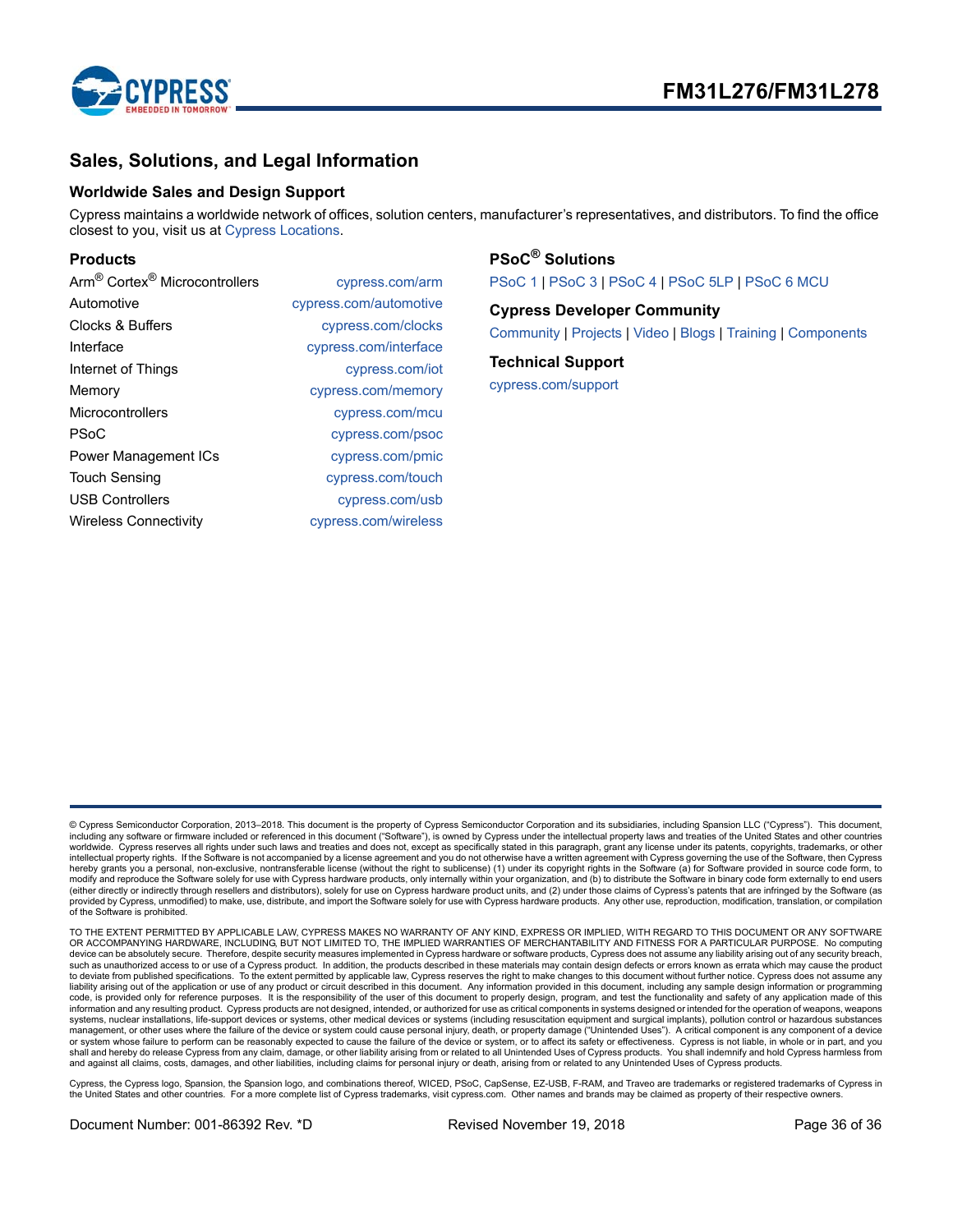## Sales, Solutions, and Legal Information

### Worldwide Sales and Design Support

Cypress maintains a worldwide network of offices, solution centers, manufacturer's representatives, and distributors. To find the office closest to you, visit us at Cypress Locations.

### Products

| | |
|---|---|
| Arm® Cortex® Microcontrollers | cypress.com/arm |
| Automotive | cypress.com/automotive |
| Clocks & Buffers | cypress.com/clocks |
| Interface | cypress.com/interface |
| Internet of Things | cypress.com/iot |
| Memory | cypress.com/memory |
| Microcontrollers | cypress.com/mcu |
| PSoC | cypress.com/psoc |
| Power Management ICs | cypress.com/pmic |
| Touch Sensing | cypress.com/touch |
| USB Controllers | cypress.com/usb |
| Wireless Connectivity | cypress.com/wireless |

### PSoC® Solutions

PSoC 1 | PSoC 3 | PSoC 4 | PSoC 5LP | PSoC 6 MCU

### Cypress Developer Community

Community | Projects | Video | Blogs | Training | Components

### Technical Support

cypress.com/support

© Cypress Semiconductor Corporation, 2013–2018. This document is the property of Cypress Semiconductor Corporation and its subsidiaries, including Spansion LLC ("Cypress"). This document, including any software or firmware included or referenced in this document ("Software"), is owned by Cypress under the intellectual property laws and treaties of the United States and other countries worldwide. Cypress reserves all rights under such laws and treaties and does not, except as specifically stated in this paragraph, grant any license under its patents, copyrights, trademarks, or other intellectual property rights. If the Software is not accompanied by a license agreement and you do not otherwise have a written agreement with Cypress governing the use of the Software, then Cypress hereby grants you a personal, non-exclusive, nontransferable license (without the right to sublicense) (1) under its copyright rights in the Software (a) for Software provided in source code form, to modify and reproduce the Software solely for use with Cypress hardware products, only internally within your organization, and (b) to distribute the Software in binary code form externally to end users (either directly or indirectly through resellers and distributors), solely for use on Cypress hardware product units, and (2) under those claims of Cypress's patents that are infringed by the Software (as provided by Cypress, unmodified) to make, use, distribute, and import the Software solely for use with Cypress hardware products. Any other use, reproduction, modification, translation, or compilation of the Software is prohibited.

TO THE EXTENT PERMITTED BY APPLICABLE LAW, CYPRESS MAKES NO WARRANTY OF ANY KIND, EXPRESS OR IMPLIED, WITH REGARD TO THIS DOCUMENT OR ANY SOFTWARE OR ACCOMPANYING HARDWARE, INCLUDING, BUT NOT LIMITED TO, THE IMPLIED WARRANTIES OF MERCHANTABILITY AND FITNESS FOR A PARTICULAR PURPOSE. No computing device can be absolutely secure. Therefore, despite security measures implemented in Cypress hardware or software products, Cypress does not assume any liability arising out of any security breach, such as unauthorized access to or use of a Cypress product. In addition, the products described in these materials may contain design defects or errors known as errata which may cause the product to deviate from published specifications. To the extent permitted by applicable law, Cypress reserves the right to make changes to this document without further notice. Cypress does not assume any liability arising out of the application or use of any product or circuit described in this document. Any information provided in this document, including any sample design information or programming code, is provided only for reference purposes. It is the responsibility of the user of this document to properly design, program, and test the functionality and safety of any application made of this information and any resulting product. Cypress products are not designed, intended, or authorized for use as critical components in systems designed or intended for the operation of weapons, weapons systems, nuclear installations, life-support devices or systems, other medical devices or systems (including resuscitation equipment and surgical implants), pollution control or hazardous substances management, or other uses where the failure of the device or system could cause personal injury, death, or property damage ("Unintended Uses"). A critical component is any component of a device or system whose failure to perform can be reasonably expected to cause the failure of the device or system, or to affect its safety or effectiveness. Cypress is not liable, in whole or in part, and you shall and hereby do release Cypress from any claim, damage, or other liability arising from or related to all Unintended Uses of Cypress products. You shall indemnify and hold Cypress harmless from and against all claims, costs, damages, and other liabilities, including claims for personal injury or death, arising from or related to any Unintended Uses of Cypress products.

Cypress, the Cypress logo, Spansion, the Spansion logo, and combinations thereof, WICED, PSoC, CapSense, EZ-USB, F-RAM, and Traveo are trademarks or registered trademarks of Cypress in the United States and other countries. For a more complete list of Cypress trademarks, visit cypress.com. Other names and brands may be claimed as property of their respective owners.

Document Number: 001-86392 Rev. *D Revised November 19, 2018